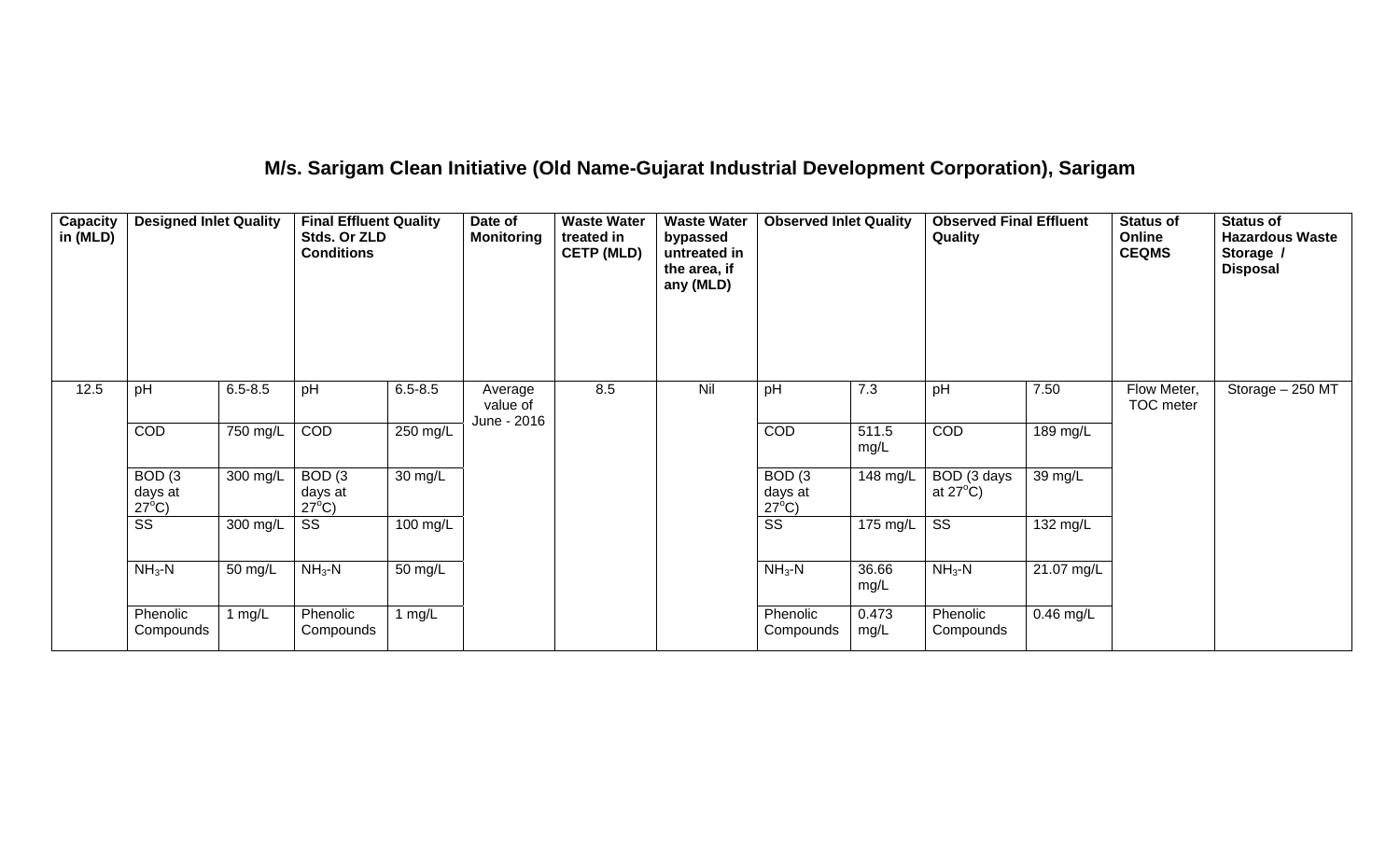## M/s. Sarigam Clean Initiative (Old Name-Gujarat Industrial Development Corporation), Sarigam

| Capacity in (MLD) | Designed Inlet Quality | | Final Effluent Quality Stds. Or ZLD Conditions | | Date of Monitoring | Waste Water treated in CETP (MLD) | Waste Water bypassed untreated in the area, if any (MLD) | Observed Inlet Quality | | Observed Final Effluent Quality | | Status of Online CEQMS | Status of Hazardous Waste Storage / Disposal |
|---|---|---|---|---|---|---|---|---|---|---|---|---|---|
| 12.5 | pH | 6.5-8.5 | pH | 6.5-8.5 | Average value of June - 2016 | 8.5 | Nil | pH | 7.3 | pH | 7.50 | Flow Meter, TOC meter | Storage – 250 MT |
| | COD | 750 mg/L | COD | 250 mg/L | | | | COD | 511.5 mg/L | COD | 189 mg/L | | |
| | BOD (3 days at 27$^{o}$C) | 300 mg/L | BOD (3 days at 27$^{o}$C) | 30 mg/L | | | | BOD (3 days at 27$^{o}$C) | 148 mg/L | BOD (3 days at 27$^{o}$C) | 39 mg/L | | |
| | SS | 300 mg/L | SS | 100 mg/L | | | | SS | 175 mg/L | SS | 132 mg/L | | |
| | $NH_3$-N | 50 mg/L | $NH_3$-N | 50 mg/L | | | | $NH_3$-N | 36.66 mg/L | $NH_3$-N | 21.07 mg/L | | |
| | Phenolic Compounds | 1 mg/L | Phenolic Compounds | 1 mg/L | | | | Phenolic Compounds | 0.473 mg/L | Phenolic Compounds | 0.46 mg/L | | |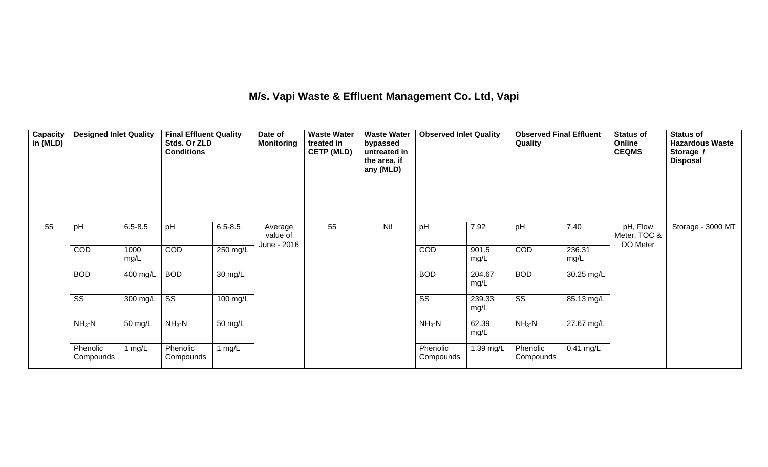# M/s. Vapi Waste & Effluent Management Co. Ltd, Vapi

| Capacity in (MLD) | Designed Inlet Quality | | Final Effluent Quality Stds. Or ZLD Conditions | | Date of Monitoring | Waste Water treated in CETP (MLD) | Waste Water bypassed untreated in the area, if any (MLD) | Observed Inlet Quality | | Observed Final Effluent Quality | | Status of Online CEQMS | Status of Hazardous Waste Storage / Disposal |
|---|---|---|---|---|---|---|---|---|---|---|---|---|---|
| 55 | pH | 6.5-8.5 | pH | 6.5-8.5 | Average value of June - 2016 | 55 | Nil | pH | 7.92 | pH | 7.40 | pH, Flow Meter, TOC & DO Meter | Storage - 3000 MT |
| | COD | 1000 mg/L | COD | 250 mg/L | | | | COD | 901.5 mg/L | COD | 236.31 mg/L | | |
| | BOD | 400 mg/L | BOD | 30 mg/L | | | | BOD | 204.67 mg/L | BOD | 30.25 mg/L | | |
| | SS | 300 mg/L | SS | 100 mg/L | | | | SS | 239.33 mg/L | SS | 85.13 mg/L | | |
| | $NH_3$-N | 50 mg/L | $NH_3$-N | 50 mg/L | | | | $NH_3$-N | 62.39 mg/L | $NH_3$-N | 27.67 mg/L | | |
| | Phenolic Compounds | 1 mg/L | Phenolic Compounds | 1 mg/L | | | | Phenolic Compounds | 1.39 mg/L | Phenolic Compounds | 0.41 mg/L | | |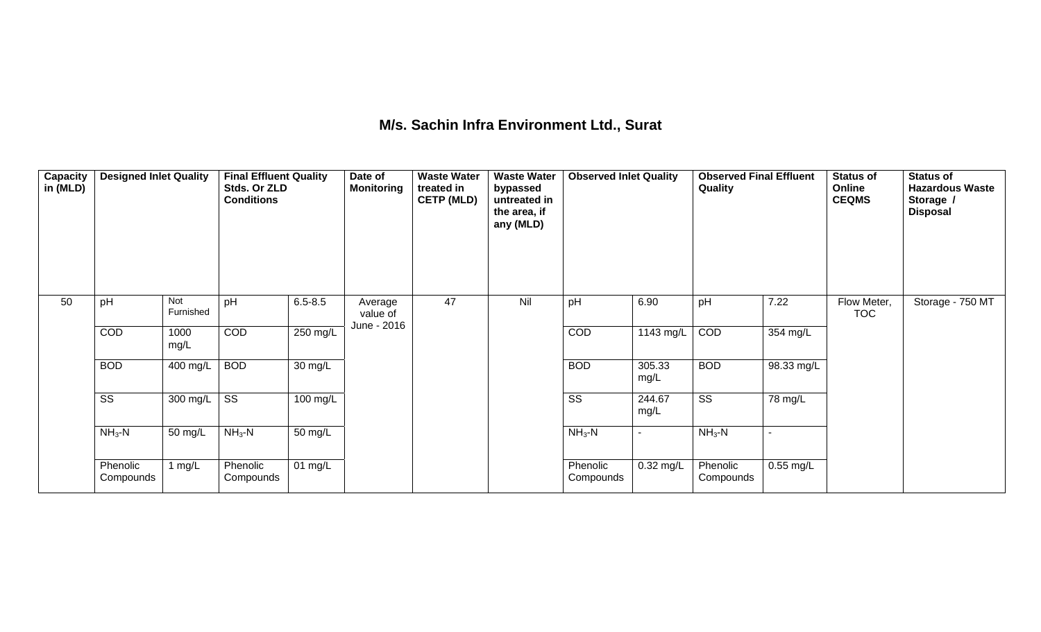# M/s. Sachin Infra Environment Ltd., Surat

| Capacity in (MLD) | Designed Inlet Quality | | Final Effluent Quality Stds. Or ZLD Conditions | | Date of Monitoring | Waste Water treated in CETP (MLD) | Waste Water bypassed untreated in the area, if any (MLD) | Observed Inlet Quality | | Observed Final Effluent Quality | | Status of Online CEQMS | Status of Hazardous Waste Storage / Disposal |
|---|---|---|---|---|---|---|---|---|---|---|---|---|---|
| 50 | pH | Not Furnished | pH | 6.5-8.5 | Average value of June - 2016 | 47 | Nil | pH | 6.90 | pH | 7.22 | Flow Meter, TOC | Storage - 750 MT |
| | COD | 1000 mg/L | COD | 250 mg/L | | | | COD | 1143 mg/L | COD | 354 mg/L | | |
| | BOD | 400 mg/L | BOD | 30 mg/L | | | | BOD | 305.33 mg/L | BOD | 98.33 mg/L | | |
| | SS | 300 mg/L | SS | 100 mg/L | | | | SS | 244.67 mg/L | SS | 78 mg/L | | |
| | $NH_3$-N | 50 mg/L | $NH_3$-N | 50 mg/L | | | | $NH_3$-N | - | $NH_3$-N | - | | |
| | Phenolic Compounds | 1 mg/L | Phenolic Compounds | 01 mg/L | | | | Phenolic Compounds | 0.32 mg/L | Phenolic Compounds | 0.55 mg/L | | |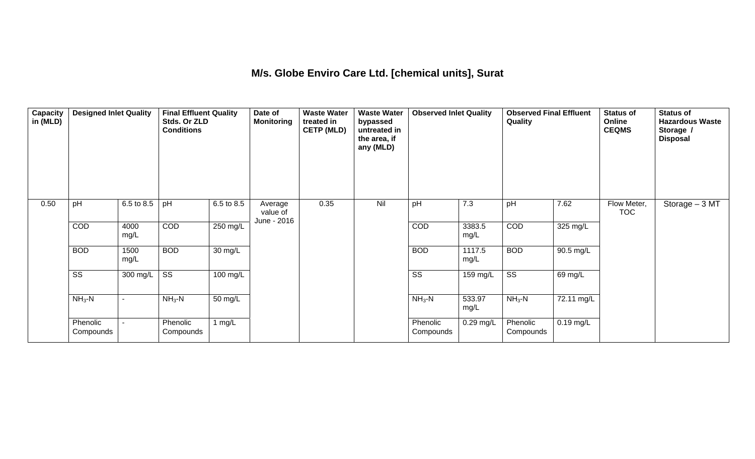## M/s. Globe Enviro Care Ltd. [chemical units], Surat

| Capacity in (MLD) | Designed Inlet Quality | | Final Effluent Quality Stds. Or ZLD Conditions | | Date of Monitoring | Waste Water treated in CETP (MLD) | Waste Water bypassed untreated in the area, if any (MLD) | Observed Inlet Quality | | Observed Final Effluent Quality | | Status of Online CEQMS | Status of Hazardous Waste Storage / Disposal |
|---|---|---|---|---|---|---|---|---|---|---|---|---|---|
| 0.50 | pH | 6.5 to 8.5 | pH | 6.5 to 8.5 | Average value of June - 2016 | 0.35 | Nil | pH | 7.3 | pH | 7.62 | Flow Meter, TOC | Storage – 3 MT |
| | COD | 4000 mg/L | COD | 250 mg/L | | | | COD | 3383.5 mg/L | COD | 325 mg/L | | |
| | BOD | 1500 mg/L | BOD | 30 mg/L | | | | BOD | 1117.5 mg/L | BOD | 90.5 mg/L | | |
| | SS | 300 mg/L | SS | 100 mg/L | | | | SS | 159 mg/L | SS | 69 mg/L | | |
| | $NH_3$-N | - | $NH_3$-N | 50 mg/L | | | | $NH_3$-N | 533.97 mg/L | $NH_3$-N | 72.11 mg/L | | |
| | Phenolic Compounds | - | Phenolic Compounds | 1 mg/L | | | | Phenolic Compounds | 0.29 mg/L | Phenolic Compounds | 0.19 mg/L | | |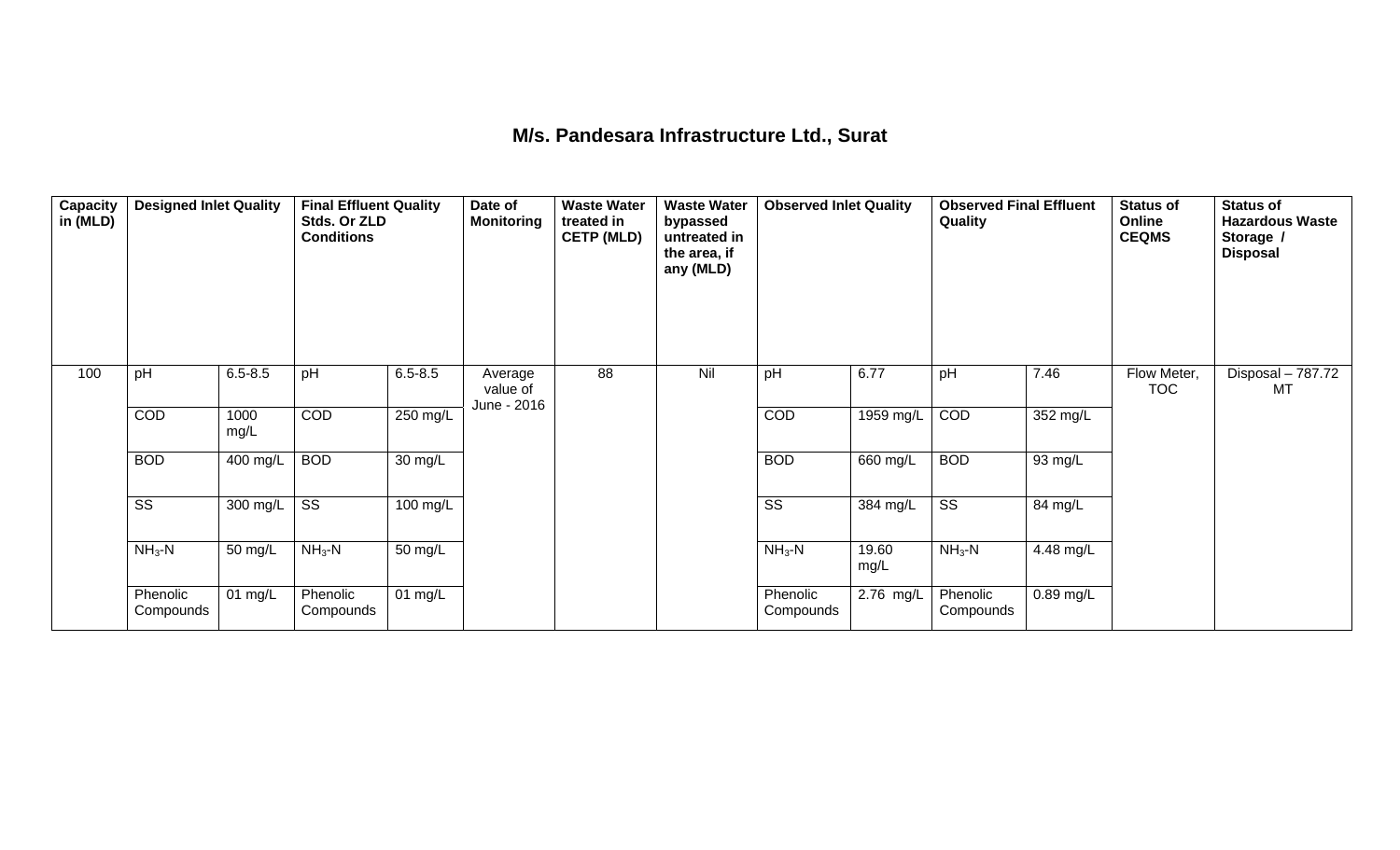# M/s. Pandesara Infrastructure Ltd., Surat

| Capacity in (MLD) | Designed Inlet Quality | | Final Effluent Quality Stds. Or ZLD Conditions | | Date of Monitoring | Waste Water treated in CETP (MLD) | Waste Water bypassed untreated in the area, if any (MLD) | Observed Inlet Quality | | Observed Final Effluent Quality | | Status of Online CEQMS | Status of Hazardous Waste Storage / Disposal |
|---|---|---|---|---|---|---|---|---|---|---|---|---|---|
| 100 | pH | 6.5-8.5 | pH | 6.5-8.5 | Average value of June - 2016 | 88 | Nil | pH | 6.77 | pH | 7.46 | Flow Meter, TOC | Disposal – 787.72 MT |
| | COD | 1000 mg/L | COD | 250 mg/L | | | | COD | 1959 mg/L | COD | 352 mg/L | | |
| | BOD | 400 mg/L | BOD | 30 mg/L | | | | BOD | 660 mg/L | BOD | 93 mg/L | | |
| | SS | 300 mg/L | SS | 100 mg/L | | | | SS | 384 mg/L | SS | 84 mg/L | | |
| | $NH_3$-N | 50 mg/L | $NH_3$-N | 50 mg/L | | | | $NH_3$-N | 19.60 mg/L | $NH_3$-N | 4.48 mg/L | | |
| | Phenolic Compounds | 01 mg/L | Phenolic Compounds | 01 mg/L | | | | Phenolic Compounds | 2.76 mg/L | Phenolic Compounds | 0.89 mg/L | | |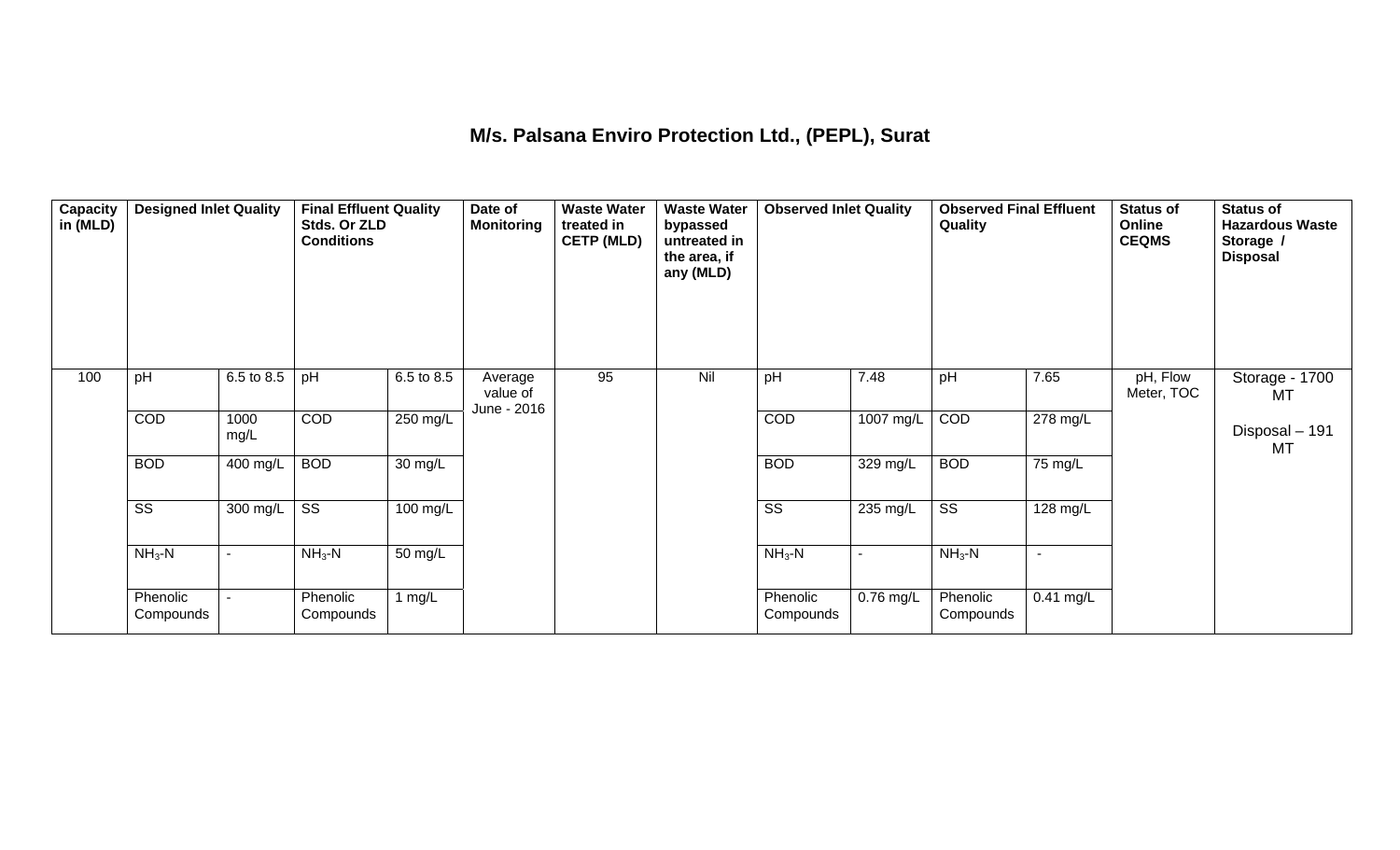## M/s. Palsana Enviro Protection Ltd., (PEPL), Surat

| Capacity in (MLD) | Designed Inlet Quality | | Final Effluent Quality Stds. Or ZLD Conditions | | Date of Monitoring | Waste Water treated in CETP (MLD) | Waste Water bypassed untreated in the area, if any (MLD) | Observed Inlet Quality | | Observed Final Effluent Quality | | Status of Online CEQMS | Status of Hazardous Waste Storage / Disposal |
|---|---|---|---|---|---|---|---|---|---|---|---|---|---|
| 100 | pH | 6.5 to 8.5 | pH | 6.5 to 8.5 | Average value of June - 2016 | 95 | Nil | pH | 7.48 | pH | 7.65 | pH, Flow Meter, TOC | Storage - 1700 MT<br><br>Disposal – 191 MT |
| | COD | 1000 mg/L | COD | 250 mg/L | | | | COD | 1007 mg/L | COD | 278 mg/L | | |
| | BOD | 400 mg/L | BOD | 30 mg/L | | | | BOD | 329 mg/L | BOD | 75 mg/L | | |
| | SS | 300 mg/L | SS | 100 mg/L | | | | SS | 235 mg/L | SS | 128 mg/L | | |
| | $NH_3$-N | - | $NH_3$-N | 50 mg/L | | | | $NH_3$-N | - | $NH_3$-N | - | | |
| | Phenolic Compounds | - | Phenolic Compounds | 1 mg/L | | | | Phenolic Compounds | 0.76 mg/L | Phenolic Compounds | 0.41 mg/L | | |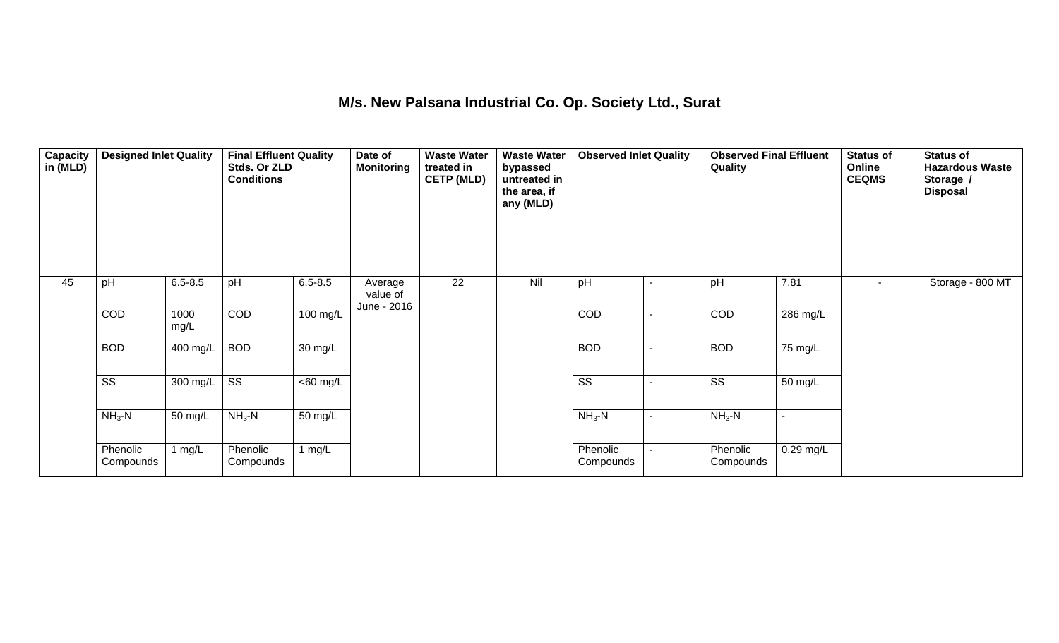# M/s. New Palsana Industrial Co. Op. Society Ltd., Surat

| Capacity in (MLD) | Designed Inlet Quality | | Final Effluent Quality Stds. Or ZLD Conditions | | Date of Monitoring | Waste Water treated in CETP (MLD) | Waste Water bypassed untreated in the area, if any (MLD) | Observed Inlet Quality | | Observed Final Effluent Quality | | Status of Online CEQMS | Status of Hazardous Waste Storage / Disposal |
|---|---|---|---|---|---|---|---|---|---|---|---|---|---|
| 45 | pH | 6.5-8.5 | pH | 6.5-8.5 | Average value of June - 2016 | 22 | Nil | pH | - | pH | 7.81 | - | Storage - 800 MT |
| | COD | 1000 mg/L | COD | 100 mg/L | | | | COD | - | COD | 286 mg/L | | |
| | BOD | 400 mg/L | BOD | 30 mg/L | | | | BOD | - | BOD | 75 mg/L | | |
| | SS | 300 mg/L | SS | <60 mg/L | | | | SS | - | SS | 50 mg/L | | |
| | $NH_3$-N | 50 mg/L | $NH_3$-N | 50 mg/L | | | | $NH_3$-N | - | $NH_3$-N | - | | |
| | Phenolic Compounds | 1 mg/L | Phenolic Compounds | 1 mg/L | | | | Phenolic Compounds | - | Phenolic Compounds | 0.29 mg/L | | |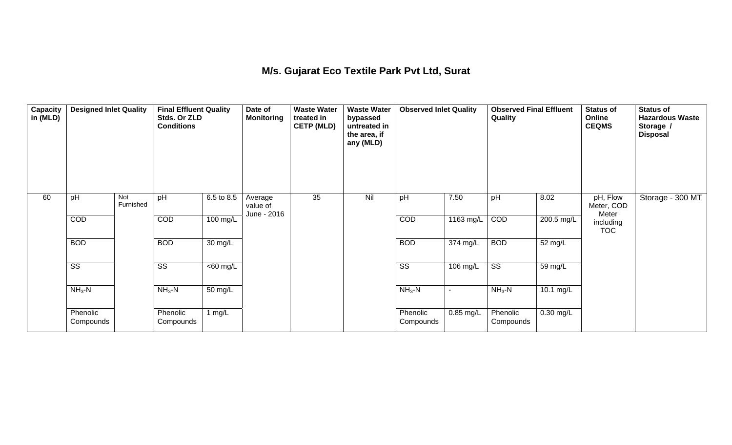# M/s. Gujarat Eco Textile Park Pvt Ltd, Surat

| Capacity in (MLD) | Designed Inlet Quality | | Final Effluent Quality Stds. Or ZLD Conditions | | Date of Monitoring | Waste Water treated in CETP (MLD) | Waste Water bypassed untreated in the area, if any (MLD) | Observed Inlet Quality | | Observed Final Effluent Quality | | Status of Online CEQMS | Status of Hazardous Waste Storage / Disposal |
|---|---|---|---|---|---|---|---|---|---|---|---|---|---|
| 60 | pH | Not Furnished | pH | 6.5 to 8.5 | Average value of June - 2016 | 35 | Nil | pH | 7.50 | pH | 8.02 | pH, Flow Meter, COD Meter including TOC | Storage - 300 MT |
| | COD | | COD | 100 mg/L | | | | COD | 1163 mg/L | COD | 200.5 mg/L | | |
| | BOD | | BOD | 30 mg/L | | | | BOD | 374 mg/L | BOD | 52 mg/L | | |
| | SS | | SS | <60 mg/L | | | | SS | 106 mg/L | SS | 59 mg/L | | |
| | $NH_3$-N | | $NH_3$-N | 50 mg/L | | | | $NH_3$-N | - | $NH_3$-N | 10.1 mg/L | | |
| | Phenolic Compounds | | Phenolic Compounds | 1 mg/L | | | | Phenolic Compounds | 0.85 mg/L | Phenolic Compounds | 0.30 mg/L | | |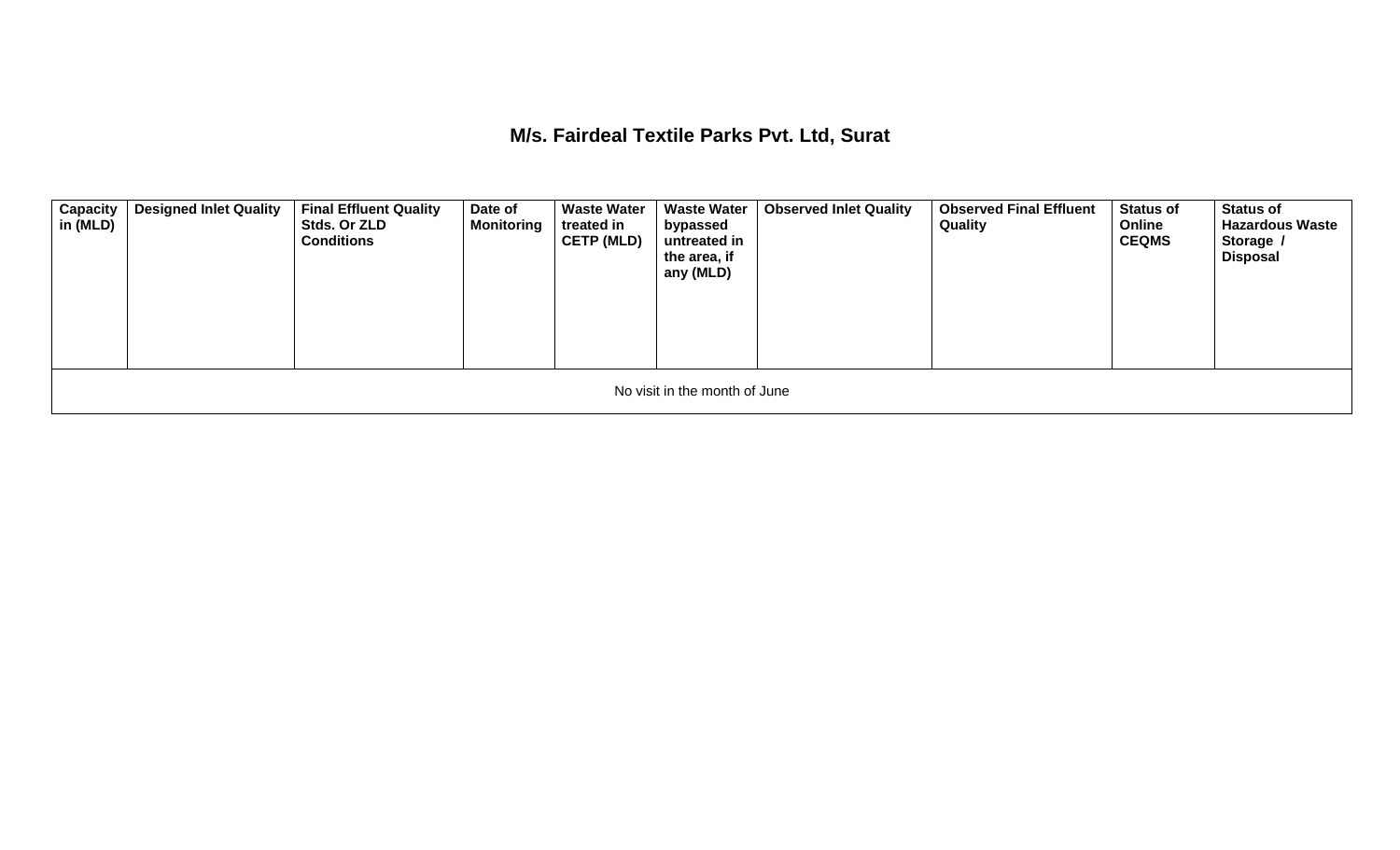## M/s. Fairdeal Textile Parks Pvt. Ltd, Surat

| Capacity in (MLD) | Designed Inlet Quality | Final Effluent Quality Stds. Or ZLD Conditions | Date of Monitoring | Waste Water treated in CETP (MLD) | Waste Water bypassed untreated in the area, if any (MLD) | Observed Inlet Quality | Observed Final Effluent Quality | Status of Online CEQMS | Status of Hazardous Waste Storage / Disposal |
|---|---|---|---|---|---|---|---|---|---|
| No visit in the month of June | | | | | | | | | |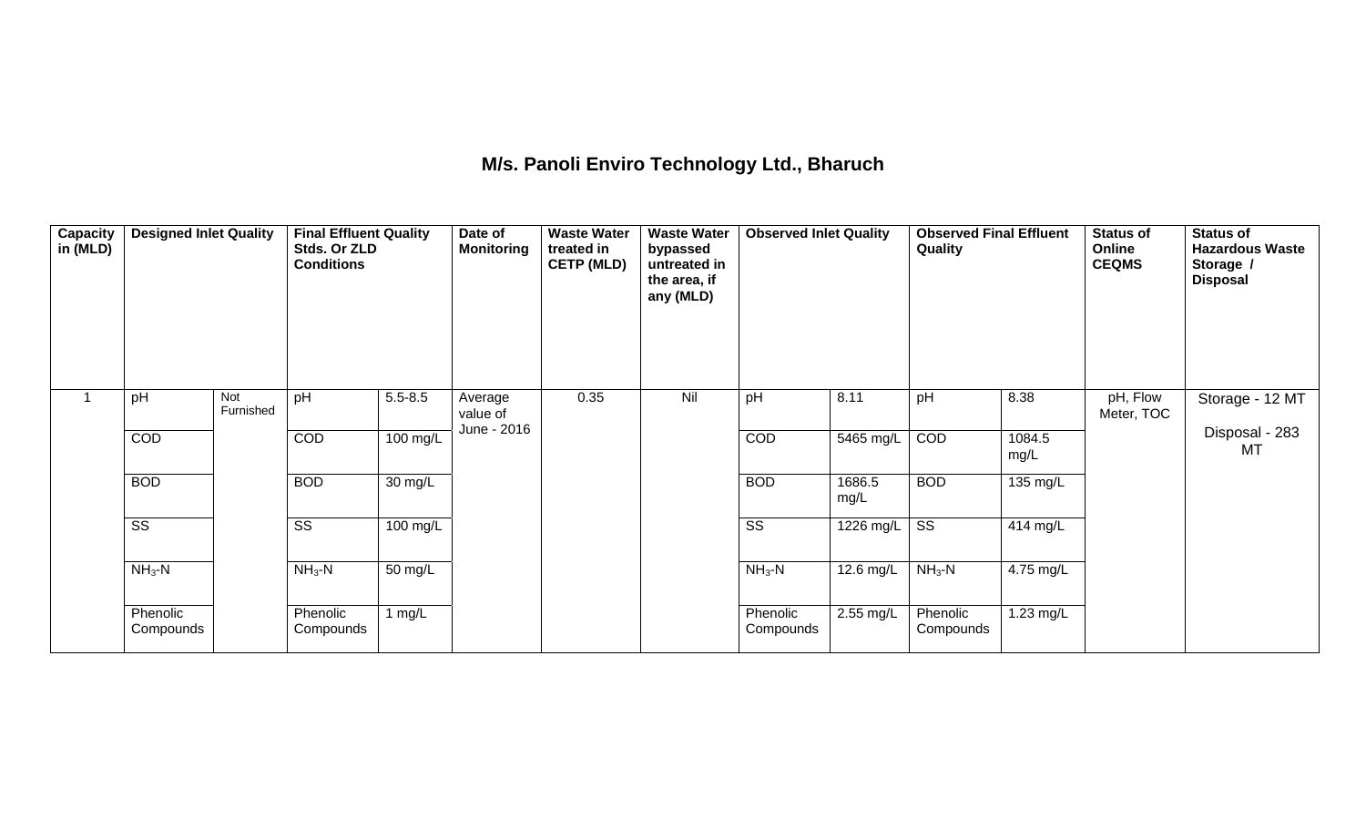## M/s. Panoli Enviro Technology Ltd., Bharuch

| Capacity in (MLD) | Designed Inlet Quality | | Final Effluent Quality Stds. Or ZLD Conditions | | Date of Monitoring | Waste Water treated in CETP (MLD) | Waste Water bypassed untreated in the area, if any (MLD) | Observed Inlet Quality | | Observed Final Effluent Quality | | Status of Online CEQMS | Status of Hazardous Waste Storage / Disposal |
|---|---|---|---|---|---|---|---|---|---|---|---|---|---|
| 1 | pH | Not Furnished | pH | 5.5-8.5 | Average value of June - 2016 | 0.35 | Nil | pH | 8.11 | pH | 8.38 | pH, Flow Meter, TOC | Storage - 12 MT<br>Disposal - 283 MT |
| | COD | | COD | 100 mg/L | | | | COD | 5465 mg/L | COD | 1084.5 mg/L | | |
| | BOD | | BOD | 30 mg/L | | | | BOD | 1686.5 mg/L | BOD | 135 mg/L | | |
| | SS | | SS | 100 mg/L | | | | SS | 1226 mg/L | SS | 414 mg/L | | |
| | $NH_3$-N | | $NH_3$-N | 50 mg/L | | | | $NH_3$-N | 12.6 mg/L | $NH_3$-N | 4.75 mg/L | | |
| | Phenolic Compounds | | Phenolic Compounds | 1 mg/L | | | | Phenolic Compounds | 2.55 mg/L | Phenolic Compounds | 1.23 mg/L | | |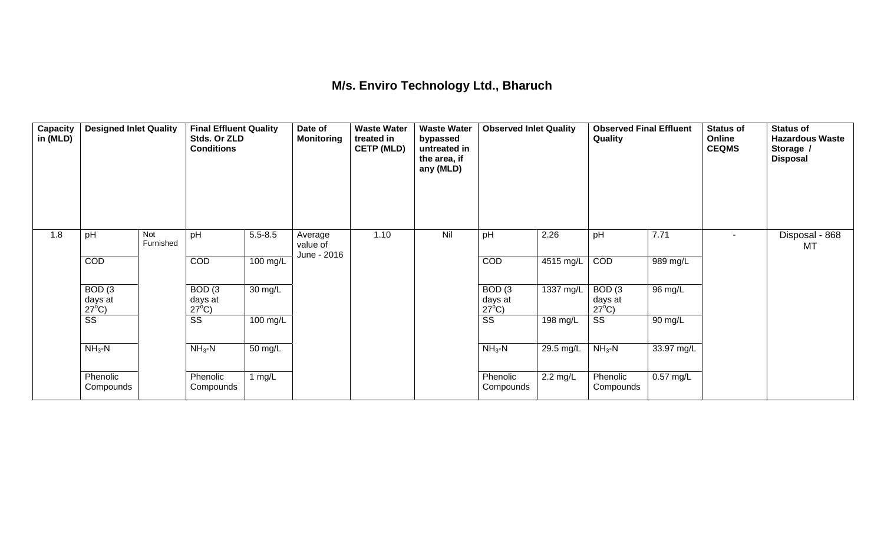## M/s. Enviro Technology Ltd., Bharuch

| Capacity in (MLD) | Designed Inlet Quality | | Final Effluent Quality Stds. Or ZLD Conditions | | Date of Monitoring | Waste Water treated in CETP (MLD) | Waste Water bypassed untreated in the area, if any (MLD) | Observed Inlet Quality | | Observed Final Effluent Quality | | Status of Online CEQMS | Status of Hazardous Waste Storage / Disposal |
|---|---|---|---|---|---|---|---|---|---|---|---|---|---|
| 1.8 | pH | Not Furnished | pH | 5.5-8.5 | Average value of June - 2016 | 1.10 | Nil | pH | 2.26 | pH | 7.71 | - | Disposal - 868 MT |
| | COD | | COD | 100 mg/L | | | | COD | 4515 mg/L | COD | 989 mg/L | | |
| | BOD (3 days at 27°C) | | BOD (3 days at 27°C) | 30 mg/L | | | | BOD (3 days at 27°C) | 1337 mg/L | BOD (3 days at 27°C) | 96 mg/L | | |
| | SS | | SS | 100 mg/L | | | | SS | 198 mg/L | SS | 90 mg/L | | |
| | $NH_3$-N | | $NH_3$-N | 50 mg/L | | | | $NH_3$-N | 29.5 mg/L | $NH_3$-N | 33.97 mg/L | | |
| | Phenolic Compounds | | Phenolic Compounds | 1 mg/L | | | | Phenolic Compounds | 2.2 mg/L | Phenolic Compounds | 0.57 mg/L | | |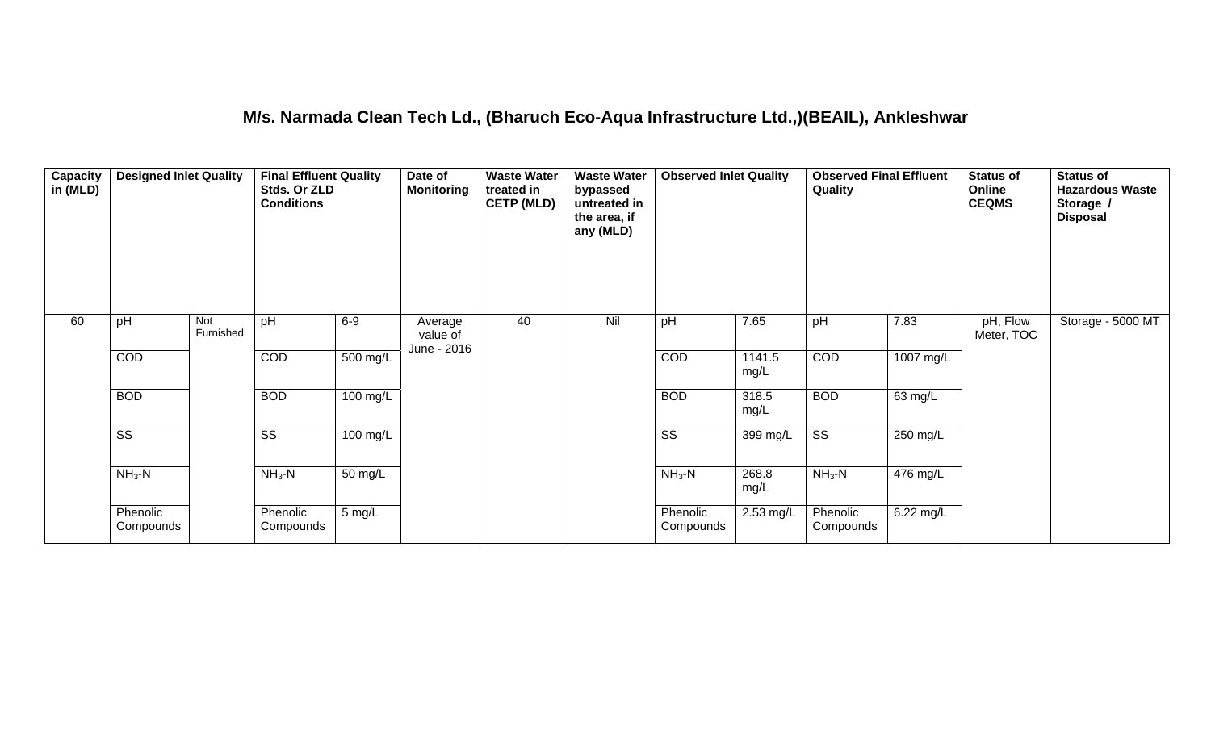# M/s. Narmada Clean Tech Ld., (Bharuch Eco-Aqua Infrastructure Ltd.,)(BEAIL), Ankleshwar

| Capacity in (MLD) | Designed Inlet Quality | | Final Effluent Quality Stds. Or ZLD Conditions | | Date of Monitoring | Waste Water treated in CETP (MLD) | Waste Water bypassed untreated in the area, if any (MLD) | Observed Inlet Quality | | Observed Final Effluent Quality | | Status of Online CEQMS | Status of Hazardous Waste Storage / Disposal |
|---|---|---|---|---|---|---|---|---|---|---|---|---|---|
| 60 | pH | Not Furnished | pH | 6-9 | Average value of June - 2016 | 40 | Nil | pH | 7.65 | pH | 7.83 | pH, Flow Meter, TOC | Storage - 5000 MT |
| | COD | | COD | 500 mg/L | | | | COD | 1141.5 mg/L | COD | 1007 mg/L | | |
| | BOD | | BOD | 100 mg/L | | | | BOD | 318.5 mg/L | BOD | 63 mg/L | | |
| | SS | | SS | 100 mg/L | | | | SS | 399 mg/L | SS | 250 mg/L | | |
| | $NH_3$-N | | $NH_3$-N | 50 mg/L | | | | $NH_3$-N | 268.8 mg/L | $NH_3$-N | 476 mg/L | | |
| | Phenolic Compounds | | Phenolic Compounds | 5 mg/L | | | | Phenolic Compounds | 2.53 mg/L | Phenolic Compounds | 6.22 mg/L | | |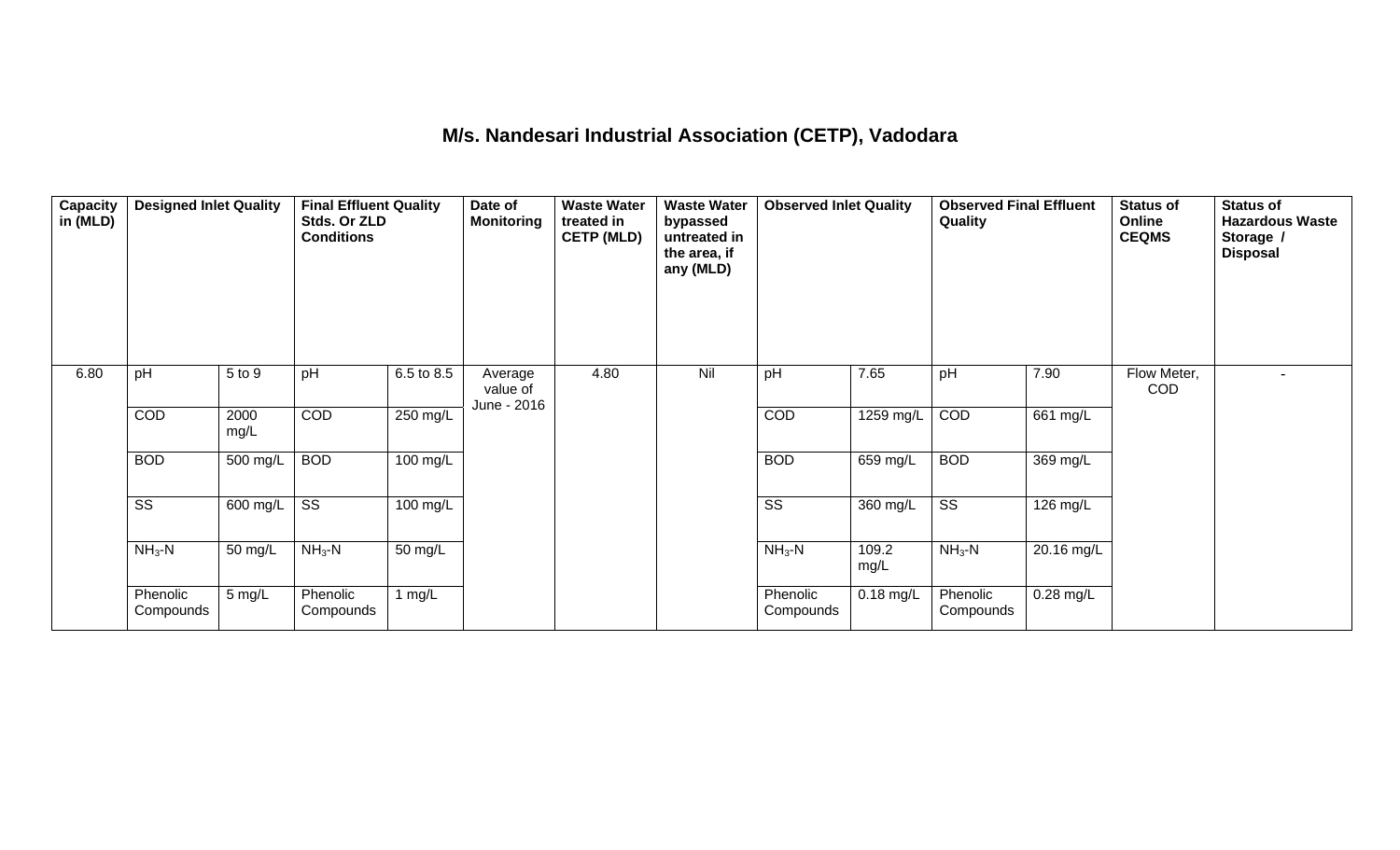## M/s. Nandesari Industrial Association (CETP), Vadodara

| Capacity in (MLD) | Designed Inlet Quality | | Final Effluent Quality Stds. Or ZLD Conditions | | Date of Monitoring | Waste Water treated in CETP (MLD) | Waste Water bypassed untreated in the area, if any (MLD) | Observed Inlet Quality | | Observed Final Effluent Quality | | Status of Online CEQMS | Status of Hazardous Waste Storage / Disposal |
|---|---|---|---|---|---|---|---|---|---|---|---|---|---|
| 6.80 | pH | 5 to 9 | pH | 6.5 to 8.5 | Average value of June - 2016 | 4.80 | Nil | pH | 7.65 | pH | 7.90 | Flow Meter, COD | - |
| | COD | 2000 mg/L | COD | 250 mg/L | | | | COD | 1259 mg/L | COD | 661 mg/L | | |
| | BOD | 500 mg/L | BOD | 100 mg/L | | | | BOD | 659 mg/L | BOD | 369 mg/L | | |
| | SS | 600 mg/L | SS | 100 mg/L | | | | SS | 360 mg/L | SS | 126 mg/L | | |
| | $NH_3$-N | 50 mg/L | $NH_3$-N | 50 mg/L | | | | $NH_3$-N | 109.2 mg/L | $NH_3$-N | 20.16 mg/L | | |
| | Phenolic Compounds | 5 mg/L | Phenolic Compounds | 1 mg/L | | | | Phenolic Compounds | 0.18 mg/L | Phenolic Compounds | 0.28 mg/L | | |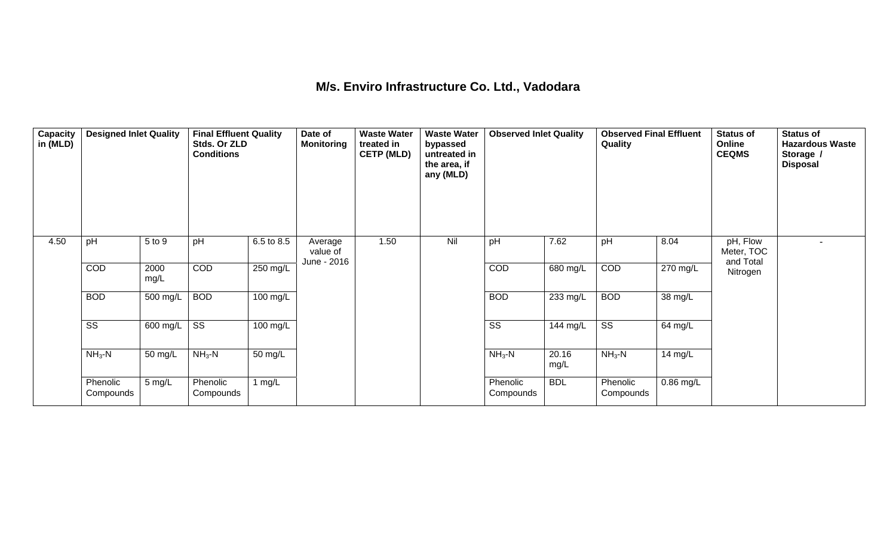## M/s. Enviro Infrastructure Co. Ltd., Vadodara

| Capacity in (MLD) | Designed Inlet Quality | | Final Effluent Quality Stds. Or ZLD Conditions | | Date of Monitoring | Waste Water treated in CETP (MLD) | Waste Water bypassed untreated in the area, if any (MLD) | Observed Inlet Quality | | Observed Final Effluent Quality | | Status of Online CEQMS | Status of Hazardous Waste Storage / Disposal |
|---|---|---|---|---|---|---|---|---|---|---|---|---|---|
| 4.50 | pH | 5 to 9 | pH | 6.5 to 8.5 | Average value of June - 2016 | 1.50 | Nil | pH | 7.62 | pH | 8.04 | pH, Flow Meter, TOC and Total Nitrogen | - |
| | COD | 2000 mg/L | COD | 250 mg/L | | | | COD | 680 mg/L | COD | 270 mg/L | | |
| | BOD | 500 mg/L | BOD | 100 mg/L | | | | BOD | 233 mg/L | BOD | 38 mg/L | | |
| | SS | 600 mg/L | SS | 100 mg/L | | | | SS | 144 mg/L | SS | 64 mg/L | | |
| | $NH_3$-N | 50 mg/L | $NH_3$-N | 50 mg/L | | | | $NH_3$-N | 20.16 mg/L | $NH_3$-N | 14 mg/L | | |
| | Phenolic Compounds | 5 mg/L | Phenolic Compounds | 1 mg/L | | | | Phenolic Compounds | BDL | Phenolic Compounds | 0.86 mg/L | | |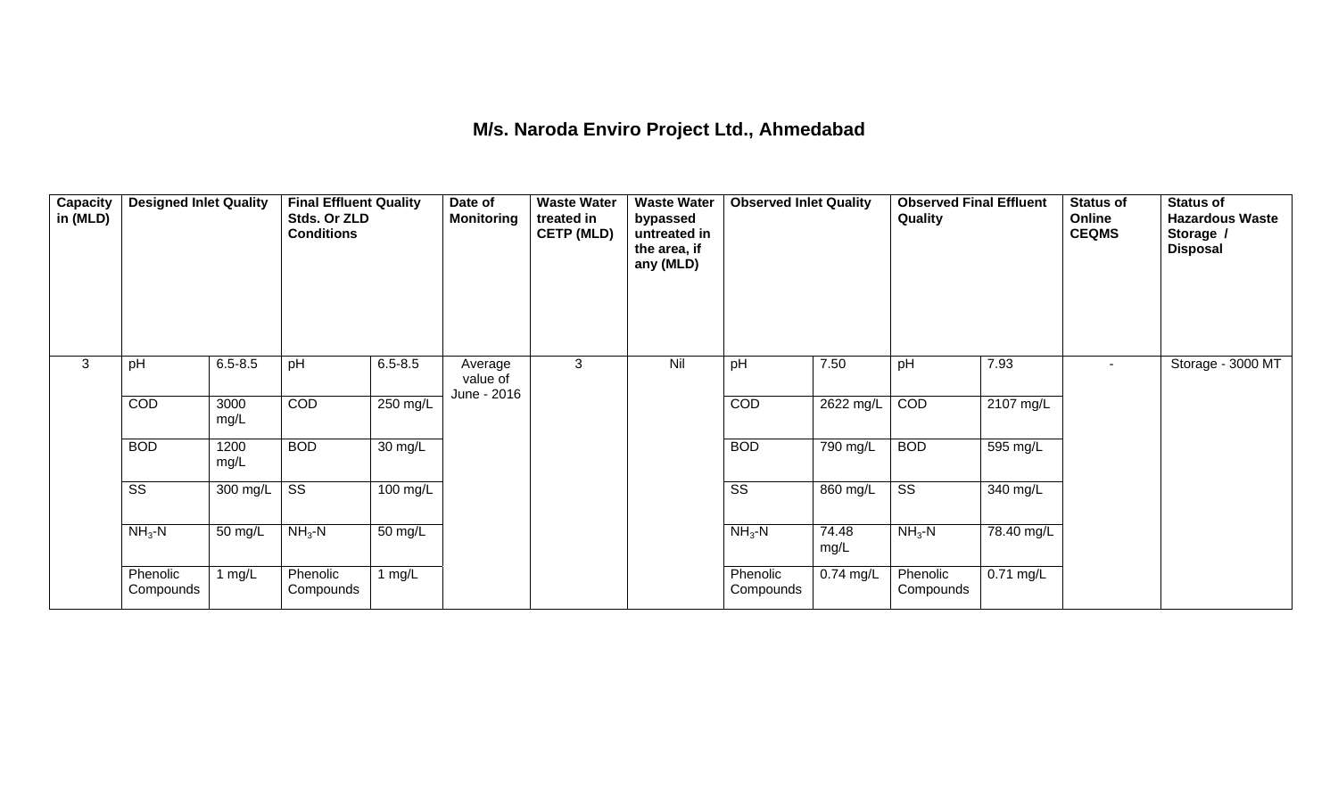## M/s. Naroda Enviro Project Ltd., Ahmedabad

| Capacity in (MLD) | Designed Inlet Quality | | Final Effluent Quality Stds. Or ZLD Conditions | | Date of Monitoring | Waste Water treated in CETP (MLD) | Waste Water bypassed untreated in the area, if any (MLD) | Observed Inlet Quality | | Observed Final Effluent Quality | | Status of Online CEQMS | Status of Hazardous Waste Storage / Disposal |
|---|---|---|---|---|---|---|---|---|---|---|---|---|---|
| 3 | pH | 6.5-8.5 | pH | 6.5-8.5 | Average value of June - 2016 | 3 | Nil | pH | 7.50 | pH | 7.93 | - | Storage - 3000 MT |
| | COD | 3000 mg/L | COD | 250 mg/L | | | | COD | 2622 mg/L | COD | 2107 mg/L | | |
| | BOD | 1200 mg/L | BOD | 30 mg/L | | | | BOD | 790 mg/L | BOD | 595 mg/L | | |
| | SS | 300 mg/L | SS | 100 mg/L | | | | SS | 860 mg/L | SS | 340 mg/L | | |
| | $NH_3$-N | 50 mg/L | $NH_3$-N | 50 mg/L | | | | $NH_3$-N | 74.48 mg/L | $NH_3$-N | 78.40 mg/L | | |
| | Phenolic Compounds | 1 mg/L | Phenolic Compounds | 1 mg/L | | | | Phenolic Compounds | 0.74 mg/L | Phenolic Compounds | 0.71 mg/L | | |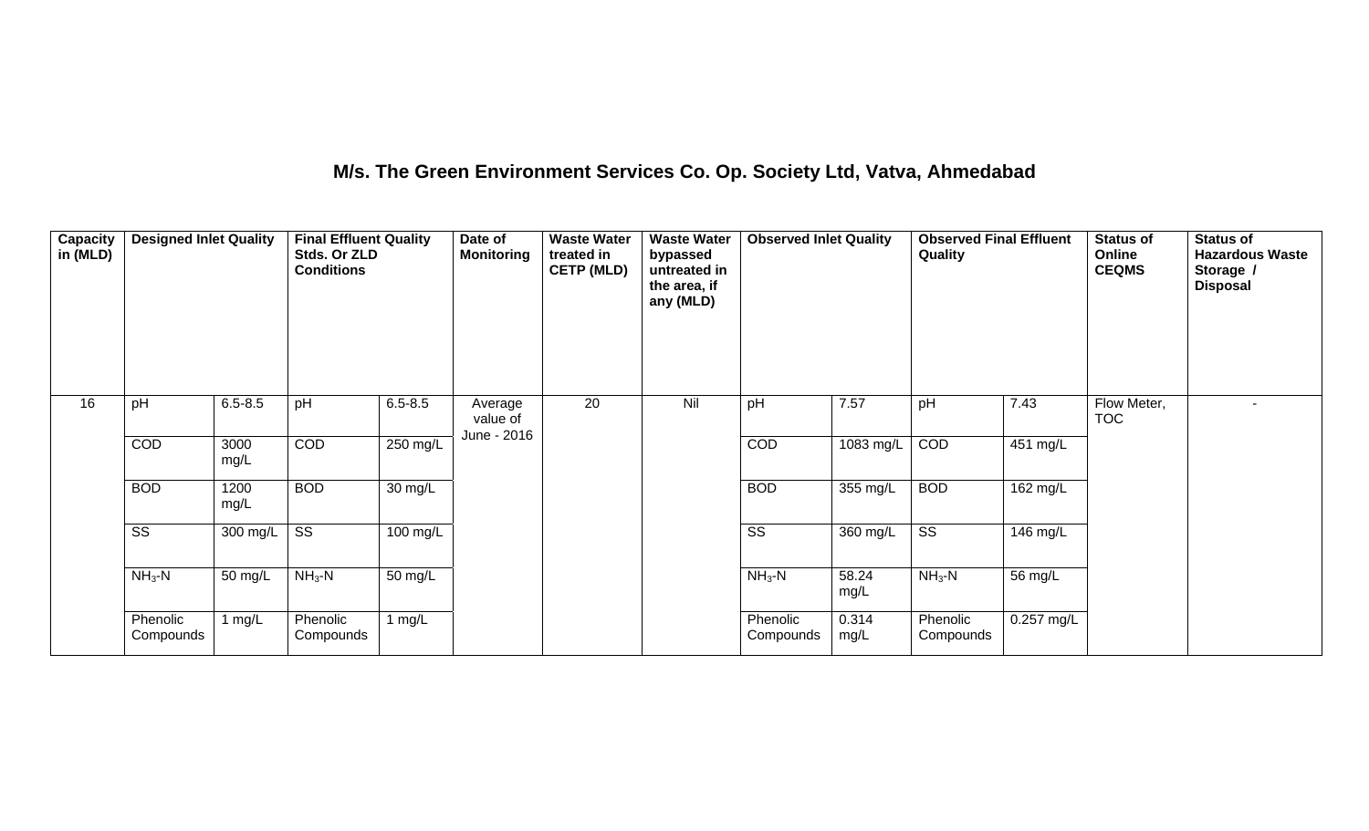# M/s. The Green Environment Services Co. Op. Society Ltd, Vatva, Ahmedabad

| Capacity in (MLD) | Designed Inlet Quality | | Final Effluent Quality Stds. Or ZLD Conditions | | Date of Monitoring | Waste Water treated in CETP (MLD) | Waste Water bypassed untreated in the area, if any (MLD) | Observed Inlet Quality | | Observed Final Effluent Quality | | Status of Online CEQMS | Status of Hazardous Waste Storage / Disposal |
|---|---|---|---|---|---|---|---|---|---|---|---|---|---|
| 16 | pH | 6.5-8.5 | pH | 6.5-8.5 | Average value of June - 2016 | 20 | Nil | pH | 7.57 | pH | 7.43 | Flow Meter, TOC | - |
| | COD | 3000 mg/L | COD | 250 mg/L | | | | COD | 1083 mg/L | COD | 451 mg/L | | |
| | BOD | 1200 mg/L | BOD | 30 mg/L | | | | BOD | 355 mg/L | BOD | 162 mg/L | | |
| | SS | 300 mg/L | SS | 100 mg/L | | | | SS | 360 mg/L | SS | 146 mg/L | | |
| | $NH_3$-N | 50 mg/L | $NH_3$-N | 50 mg/L | | | | $NH_3$-N | 58.24 mg/L | $NH_3$-N | 56 mg/L | | |
| | Phenolic Compounds | 1 mg/L | Phenolic Compounds | 1 mg/L | | | | Phenolic Compounds | 0.314 mg/L | Phenolic Compounds | 0.257 mg/L | | |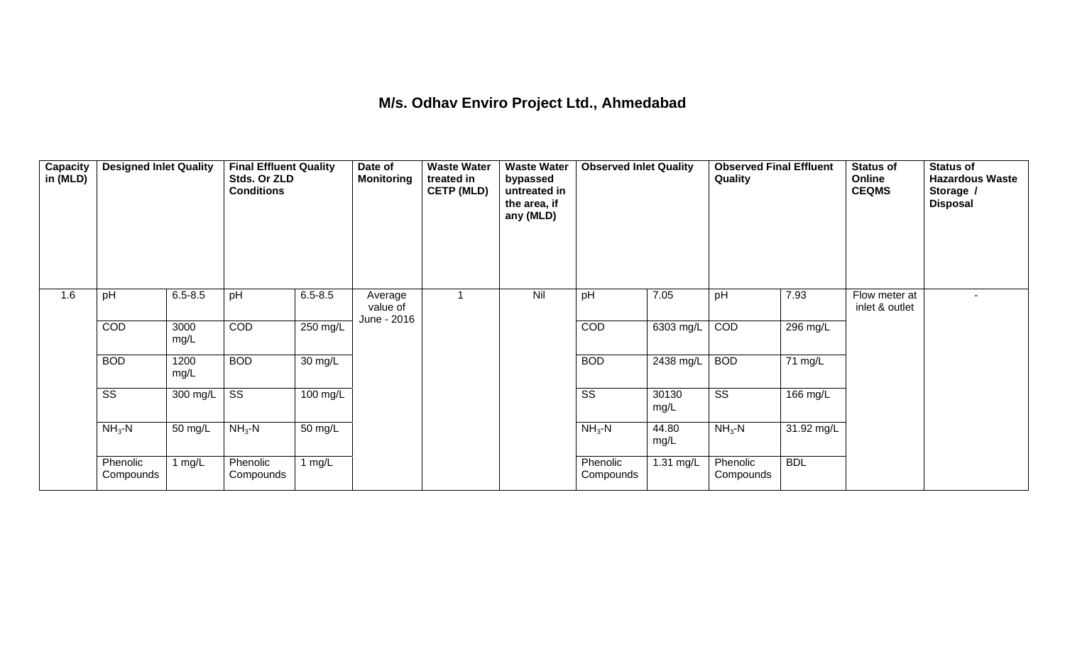# M/s. Odhav Enviro Project Ltd., Ahmedabad

| Capacity in (MLD) | Designed Inlet Quality | | Final Effluent Quality Stds. Or ZLD Conditions | | Date of Monitoring | Waste Water treated in CETP (MLD) | Waste Water bypassed untreated in the area, if any (MLD) | Observed Inlet Quality | | Observed Final Effluent Quality | | Status of Online CEQMS | Status of Hazardous Waste Storage / Disposal |
|---|---|---|---|---|---|---|---|---|---|---|---|---|---|
| 1.6 | pH | 6.5-8.5 | pH | 6.5-8.5 | Average value of June - 2016 | 1 | Nil | pH | 7.05 | pH | 7.93 | Flow meter at inlet & outlet | - |
| | COD | 3000 mg/L | COD | 250 mg/L | | | | COD | 6303 mg/L | COD | 296 mg/L | | |
| | BOD | 1200 mg/L | BOD | 30 mg/L | | | | BOD | 2438 mg/L | BOD | 71 mg/L | | |
| | SS | 300 mg/L | SS | 100 mg/L | | | | SS | 30130 mg/L | SS | 166 mg/L | | |
| | $NH_3$-N | 50 mg/L | $NH_3$-N | 50 mg/L | | | | $NH_3$-N | 44.80 mg/L | $NH_3$-N | 31.92 mg/L | | |
| | Phenolic Compounds | 1 mg/L | Phenolic Compounds | 1 mg/L | | | | Phenolic Compounds | 1.31 mg/L | Phenolic Compounds | BDL | | |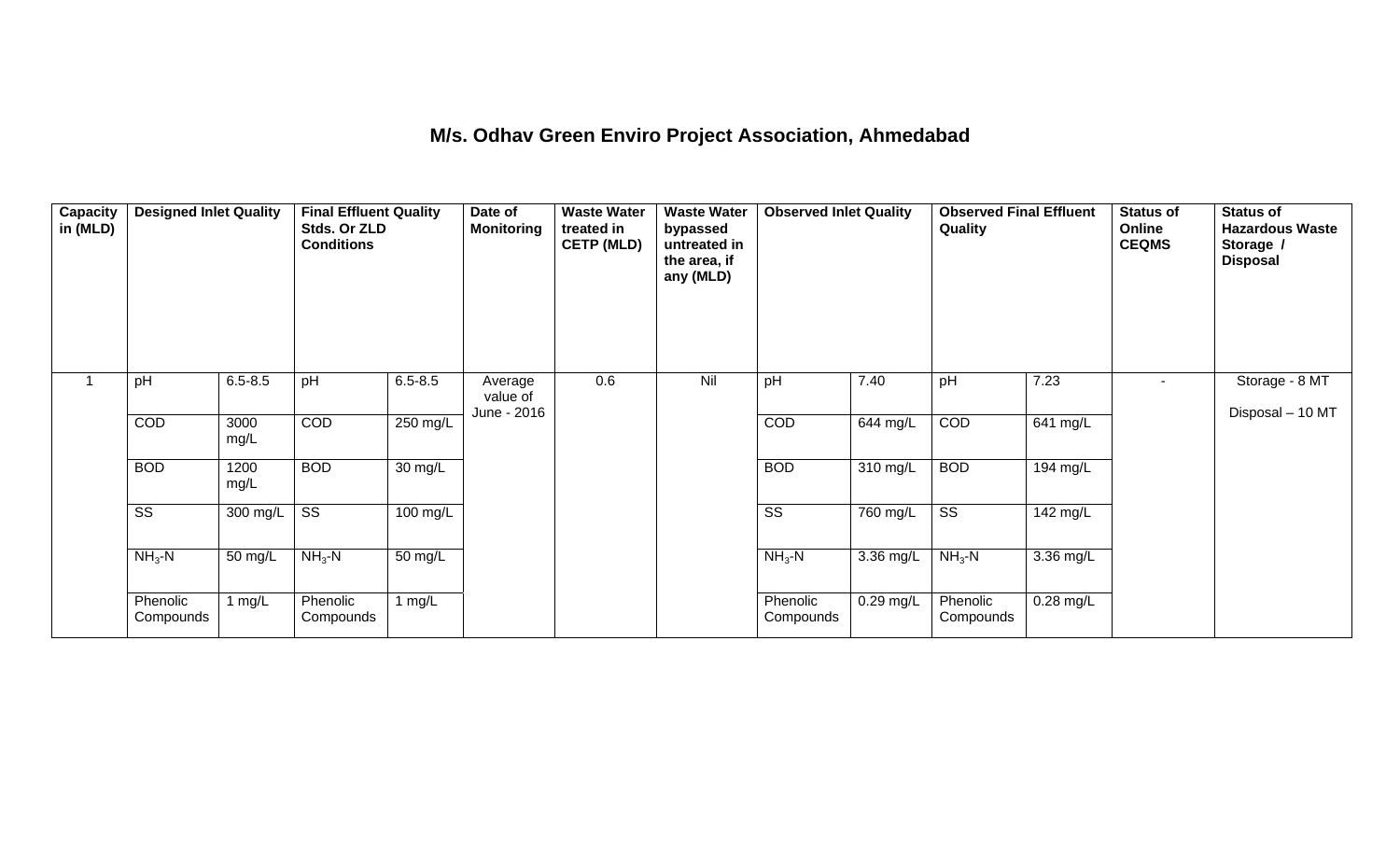# M/s. Odhav Green Enviro Project Association, Ahmedabad

| Capacity in (MLD) | Designed Inlet Quality | | Final Effluent Quality Stds. Or ZLD Conditions | | Date of Monitoring | Waste Water treated in CETP (MLD) | Waste Water bypassed untreated in the area, if any (MLD) | Observed Inlet Quality | | Observed Final Effluent Quality | | Status of Online CEQMS | Status of Hazardous Waste Storage / Disposal |
|---|---|---|---|---|---|---|---|---|---|---|---|---|---|
| 1 | pH | 6.5-8.5 | pH | 6.5-8.5 | Average value of June - 2016 | 0.6 | Nil | pH | 7.40 | pH | 7.23 | - | Storage - 8 MT<br>Disposal – 10 MT |
| | COD | 3000 mg/L | COD | 250 mg/L | | | | COD | 644 mg/L | COD | 641 mg/L | | |
| | BOD | 1200 mg/L | BOD | 30 mg/L | | | | BOD | 310 mg/L | BOD | 194 mg/L | | |
| | SS | 300 mg/L | SS | 100 mg/L | | | | SS | 760 mg/L | SS | 142 mg/L | | |
| | $NH_3$-N | 50 mg/L | $NH_3$-N | 50 mg/L | | | | $NH_3$-N | 3.36 mg/L | $NH_3$-N | 3.36 mg/L | | |
| | Phenolic Compounds | 1 mg/L | Phenolic Compounds | 1 mg/L | | | | Phenolic Compounds | 0.29 mg/L | Phenolic Compounds | 0.28 mg/L | | |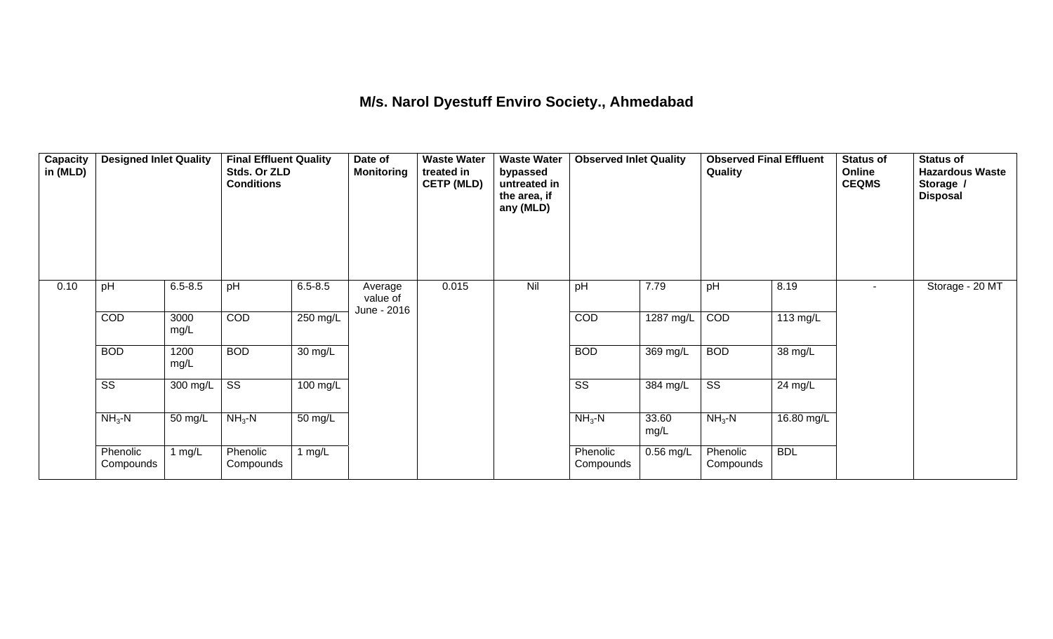# M/s. Narol Dyestuff Enviro Society., Ahmedabad

| Capacity in (MLD) | Designed Inlet Quality | | Final Effluent Quality Stds. Or ZLD Conditions | | Date of Monitoring | Waste Water treated in CETP (MLD) | Waste Water bypassed untreated in the area, if any (MLD) | Observed Inlet Quality | | Observed Final Effluent Quality | | Status of Online CEQMS | Status of Hazardous Waste Storage / Disposal |
|---|---|---|---|---|---|---|---|---|---|---|---|---|---|
| 0.10 | pH | 6.5-8.5 | pH | 6.5-8.5 | Average value of June - 2016 | 0.015 | Nil | pH | 7.79 | pH | 8.19 | - | Storage - 20 MT |
| | COD | 3000 mg/L | COD | 250 mg/L | | | | COD | 1287 mg/L | COD | 113 mg/L | | |
| | BOD | 1200 mg/L | BOD | 30 mg/L | | | | BOD | 369 mg/L | BOD | 38 mg/L | | |
| | SS | 300 mg/L | SS | 100 mg/L | | | | SS | 384 mg/L | SS | 24 mg/L | | |
| | $NH_3$-N | 50 mg/L | $NH_3$-N | 50 mg/L | | | | $NH_3$-N | 33.60 mg/L | $NH_3$-N | 16.80 mg/L | | |
| | Phenolic Compounds | 1 mg/L | Phenolic Compounds | 1 mg/L | | | | Phenolic Compounds | 0.56 mg/L | Phenolic Compounds | BDL | | |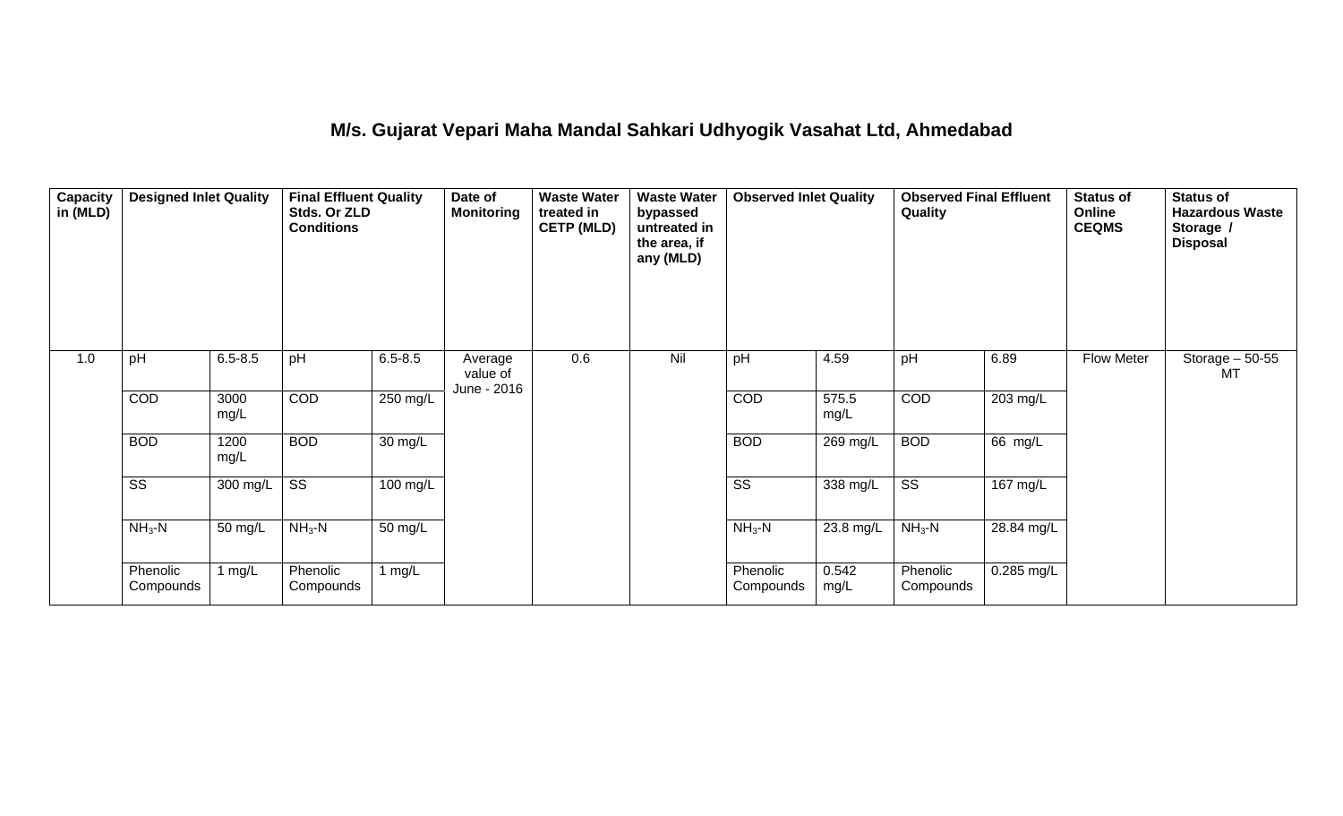## M/s. Gujarat Vepari Maha Mandal Sahkari Udhyogik Vasahat Ltd, Ahmedabad

| Capacity in (MLD) | Designed Inlet Quality | | Final Effluent Quality Stds. Or ZLD Conditions | | Date of Monitoring | Waste Water treated in CETP (MLD) | Waste Water bypassed untreated in the area, if any (MLD) | Observed Inlet Quality | | Observed Final Effluent Quality | | Status of Online CEQMS | Status of Hazardous Waste Storage / Disposal |
|---|---|---|---|---|---|---|---|---|---|---|---|---|---|
| 1.0 | pH | 6.5-8.5 | pH | 6.5-8.5 | Average value of June - 2016 | 0.6 | Nil | pH | 4.59 | pH | 6.89 | Flow Meter | Storage – 50-55 MT |
| | COD | 3000 mg/L | COD | 250 mg/L | | | | COD | 575.5 mg/L | COD | 203 mg/L | | |
| | BOD | 1200 mg/L | BOD | 30 mg/L | | | | BOD | 269 mg/L | BOD | 66 mg/L | | |
| | SS | 300 mg/L | SS | 100 mg/L | | | | SS | 338 mg/L | SS | 167 mg/L | | |
| | $NH_3$-N | 50 mg/L | $NH_3$-N | 50 mg/L | | | | $NH_3$-N | 23.8 mg/L | $NH_3$-N | 28.84 mg/L | | |
| | Phenolic Compounds | 1 mg/L | Phenolic Compounds | 1 mg/L | | | | Phenolic Compounds | 0.542 mg/L | Phenolic Compounds | 0.285 mg/L | | |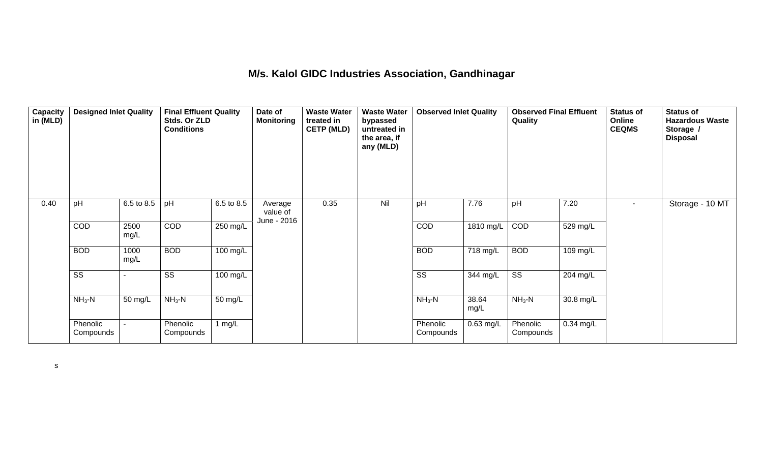# M/s. Kalol GIDC Industries Association, Gandhinagar

| Capacity in (MLD) | Designed Inlet Quality | | Final Effluent Quality Stds. Or ZLD Conditions | | Date of Monitoring | Waste Water treated in CETP (MLD) | Waste Water bypassed untreated in the area, if any (MLD) | Observed Inlet Quality | | Observed Final Effluent Quality | | Status of Online CEQMS | Status of Hazardous Waste Storage / Disposal |
|---|---|---|---|---|---|---|---|---|---|---|---|---|---|
| 0.40 | pH | 6.5 to 8.5 | pH | 6.5 to 8.5 | Average value of June - 2016 | 0.35 | Nil | pH | 7.76 | pH | 7.20 | - | Storage - 10 MT |
| | COD | 2500 mg/L | COD | 250 mg/L | | | | COD | 1810 mg/L | COD | 529 mg/L | | |
| | BOD | 1000 mg/L | BOD | 100 mg/L | | | | BOD | 718 mg/L | BOD | 109 mg/L | | |
| | SS | - | SS | 100 mg/L | | | | SS | 344 mg/L | SS | 204 mg/L | | |
| | $NH_3$-N | 50 mg/L | $NH_3$-N | 50 mg/L | | | | $NH_3$-N | 38.64 mg/L | $NH_3$-N | 30.8 mg/L | | |
| | Phenolic Compounds | - | Phenolic Compounds | 1 mg/L | | | | Phenolic Compounds | 0.63 mg/L | Phenolic Compounds | 0.34 mg/L | | |

s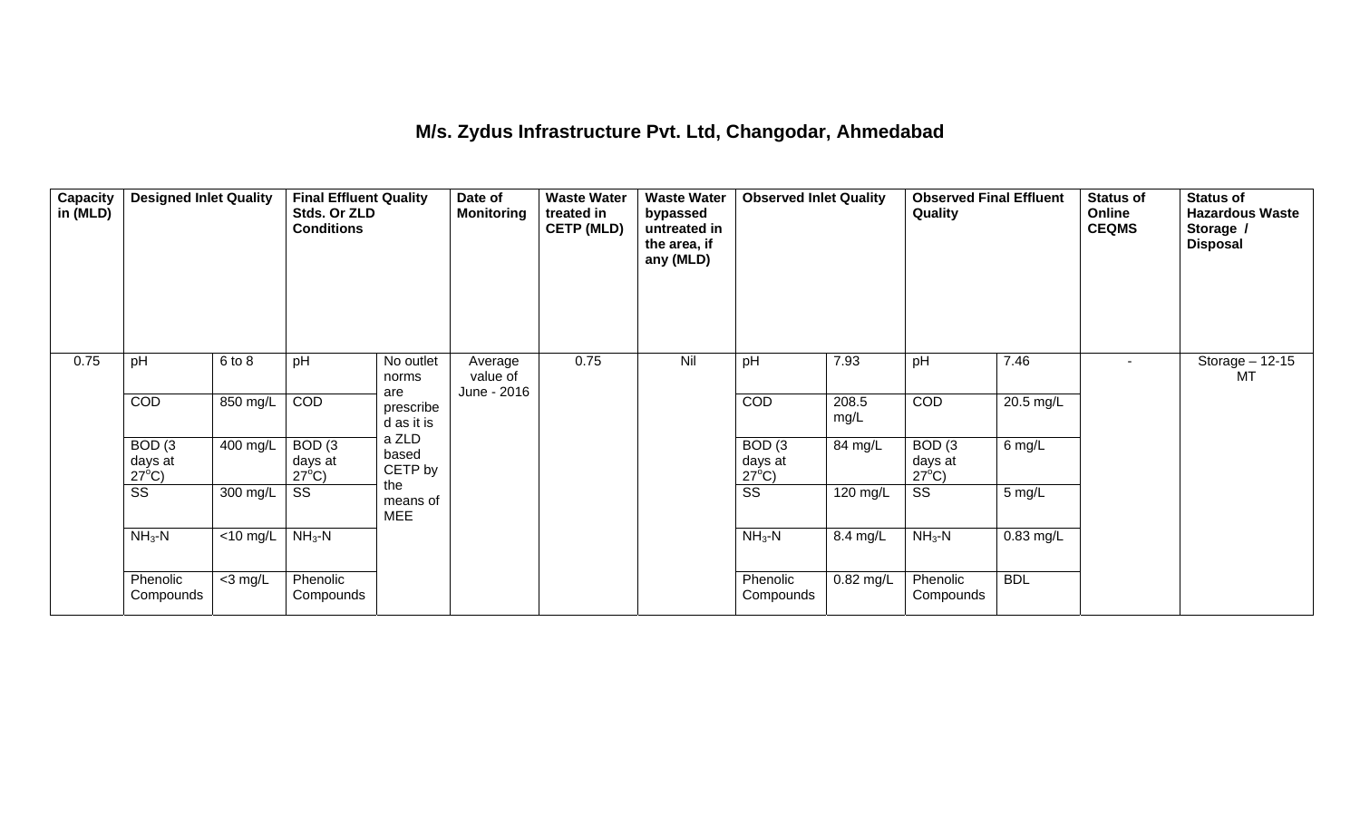## M/s. Zydus Infrastructure Pvt. Ltd, Changodar, Ahmedabad

| Capacity in (MLD) | Designed Inlet Quality | | Final Effluent Quality Stds. Or ZLD Conditions | | Date of Monitoring | Waste Water treated in CETP (MLD) | Waste Water bypassed untreated in the area, if any (MLD) | Observed Inlet Quality | | Observed Final Effluent Quality | | Status of Online CEQMS | Status of Hazardous Waste Storage / Disposal |
|---|---|---|---|---|---|---|---|---|---|---|---|---|---|
| 0.75 | pH | 6 to 8 | pH | No outlet norms are prescribed as it is a ZLD based CETP by the means of MEE | Average value of June - 2016 | 0.75 | Nil | pH | 7.93 | pH | 7.46 | - | Storage – 12-15 MT |
| | COD | 850 mg/L | COD | | | | | COD | 208.5 mg/L | COD | 20.5 mg/L | | |
| | BOD (3 days at 27°C) | 400 mg/L | BOD (3 days at 27°C) | | | | | BOD (3 days at 27°C) | 84 mg/L | BOD (3 days at 27°C) | 6 mg/L | | |
| | SS | 300 mg/L | SS | | | | | SS | 120 mg/L | SS | 5 mg/L | | |
| | $NH_3$-N | <10 mg/L | $NH_3$-N | | | | | $NH_3$-N | 8.4 mg/L | $NH_3$-N | 0.83 mg/L | | |
| | Phenolic Compounds | <3 mg/L | Phenolic Compounds | | | | | Phenolic Compounds | 0.82 mg/L | Phenolic Compounds | BDL | | |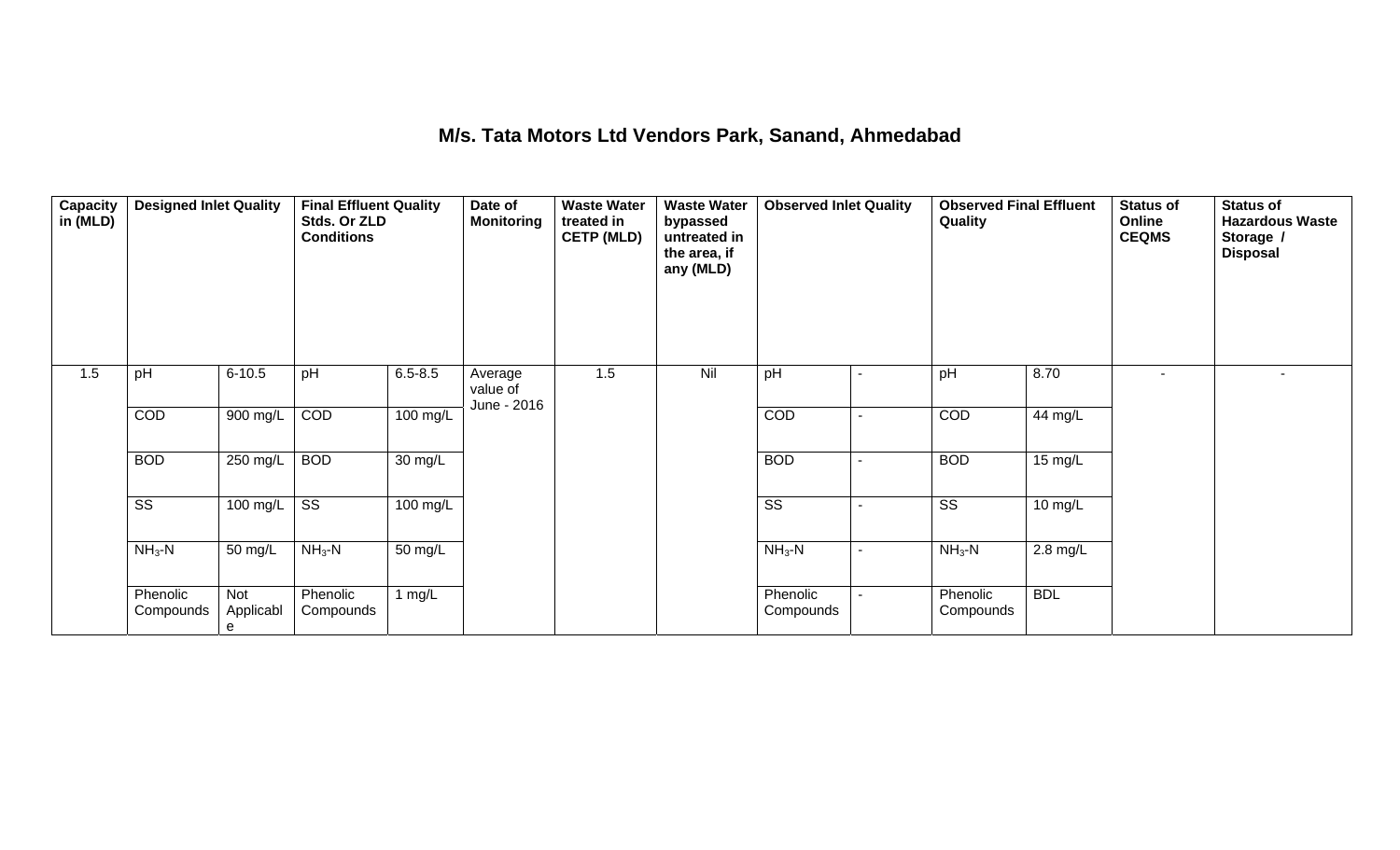## M/s. Tata Motors Ltd Vendors Park, Sanand, Ahmedabad

| Capacity in (MLD) | Designed Inlet Quality | | Final Effluent Quality Stds. Or ZLD Conditions | | Date of Monitoring | Waste Water treated in CETP (MLD) | Waste Water bypassed untreated in the area, if any (MLD) | Observed Inlet Quality | | Observed Final Effluent Quality | | Status of Online CEQMS | Status of Hazardous Waste Storage / Disposal |
|---|---|---|---|---|---|---|---|---|---|---|---|---|---|
| 1.5 | pH | 6-10.5 | pH | 6.5-8.5 | Average value of June - 2016 | 1.5 | Nil | pH | - | pH | 8.70 | - | - |
| | COD | 900 mg/L | COD | 100 mg/L | | | | COD | - | COD | 44 mg/L | | |
| | BOD | 250 mg/L | BOD | 30 mg/L | | | | BOD | - | BOD | 15 mg/L | | |
| | SS | 100 mg/L | SS | 100 mg/L | | | | SS | - | SS | 10 mg/L | | |
| | $NH_3$-N | 50 mg/L | $NH_3$-N | 50 mg/L | | | | $NH_3$-N | - | $NH_3$-N | 2.8 mg/L | | |
| | Phenolic Compounds | Not Applicable | Phenolic Compounds | 1 mg/L | | | | Phenolic Compounds | - | Phenolic Compounds | BDL | | |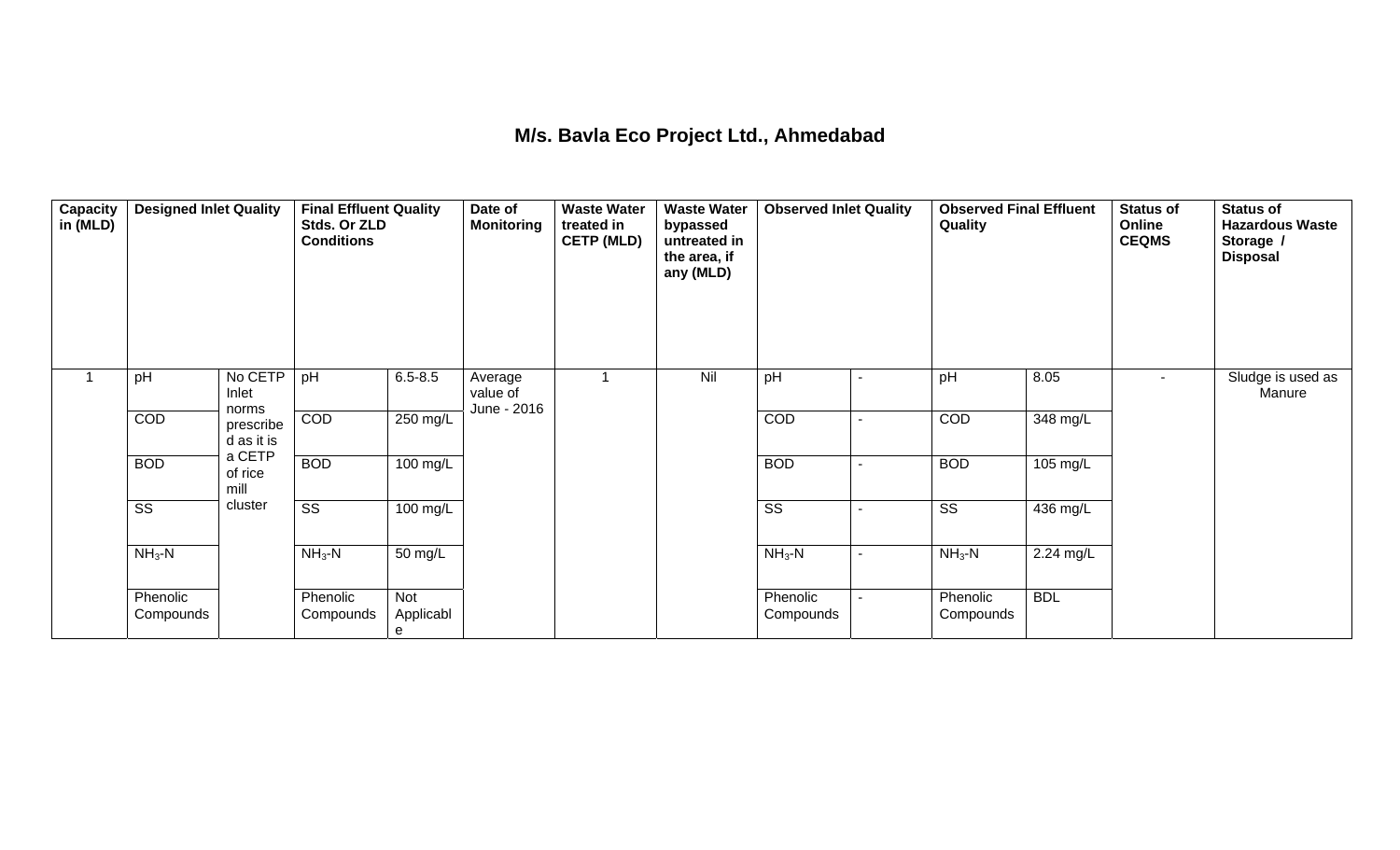## M/s. Bavla Eco Project Ltd., Ahmedabad

| Capacity in (MLD) | Designed Inlet Quality | | Final Effluent Quality Stds. Or ZLD Conditions | | Date of Monitoring | Waste Water treated in CETP (MLD) | Waste Water bypassed untreated in the area, if any (MLD) | Observed Inlet Quality | | Observed Final Effluent Quality | | Status of Online CEQMS | Status of Hazardous Waste Storage / Disposal |
|---|---|---|---|---|---|---|---|---|---|---|---|---|---|
| 1 | pH | No CETP Inlet norms prescribed as it is a CETP of rice mill cluster | pH | 6.5-8.5 | Average value of June - 2016 | 1 | Nil | pH | - | pH | 8.05 | - | Sludge is used as Manure |
| | COD | | COD | 250 mg/L | | | | COD | - | COD | 348 mg/L | | |
| | BOD | | BOD | 100 mg/L | | | | BOD | - | BOD | 105 mg/L | | |
| | SS | | SS | 100 mg/L | | | | SS | - | SS | 436 mg/L | | |
| | $NH_3$-N | | $NH_3$-N | 50 mg/L | | | | $NH_3$-N | - | $NH_3$-N | 2.24 mg/L | | |
| | Phenolic Compounds | | Phenolic Compounds | Not Applicable | | | | Phenolic Compounds | - | Phenolic Compounds | BDL | | |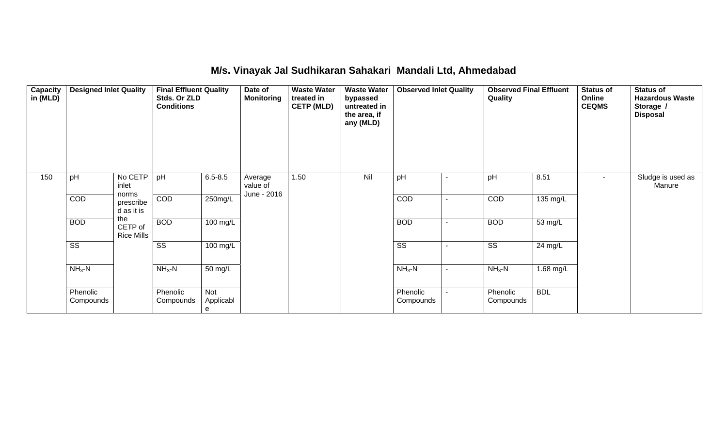## M/s. Vinayak Jal Sudhikaran Sahakari Mandali Ltd, Ahmedabad

| Capacity in (MLD) | Designed Inlet Quality | | Final Effluent Quality Stds. Or ZLD Conditions | | Date of Monitoring | Waste Water treated in CETP (MLD) | Waste Water bypassed untreated in the area, if any (MLD) | Observed Inlet Quality | | Observed Final Effluent Quality | | Status of Online CEQMS | Status of Hazardous Waste Storage / Disposal |
|---|---|---|---|---|---|---|---|---|---|---|---|---|---|
| 150 | pH | No CETP inlet norms prescribed as it is the CETP of Rice Mills | pH | 6.5-8.5 | Average value of June - 2016 | 1.50 | Nil | pH | - | pH | 8.51 | - | Sludge is used as Manure |
| | COD | | COD | 250mg/L | | | | COD | - | COD | 135 mg/L | | |
| | BOD | | BOD | 100 mg/L | | | | BOD | - | BOD | 53 mg/L | | |
| | SS | | SS | 100 mg/L | | | | SS | - | SS | 24 mg/L | | |
| | $NH_3$-N | | $NH_3$-N | 50 mg/L | | | | $NH_3$-N | - | $NH_3$-N | 1.68 mg/L | | |
| | Phenolic Compounds | | Phenolic Compounds | Not Applicable | | | | Phenolic Compounds | - | Phenolic Compounds | BDL | | |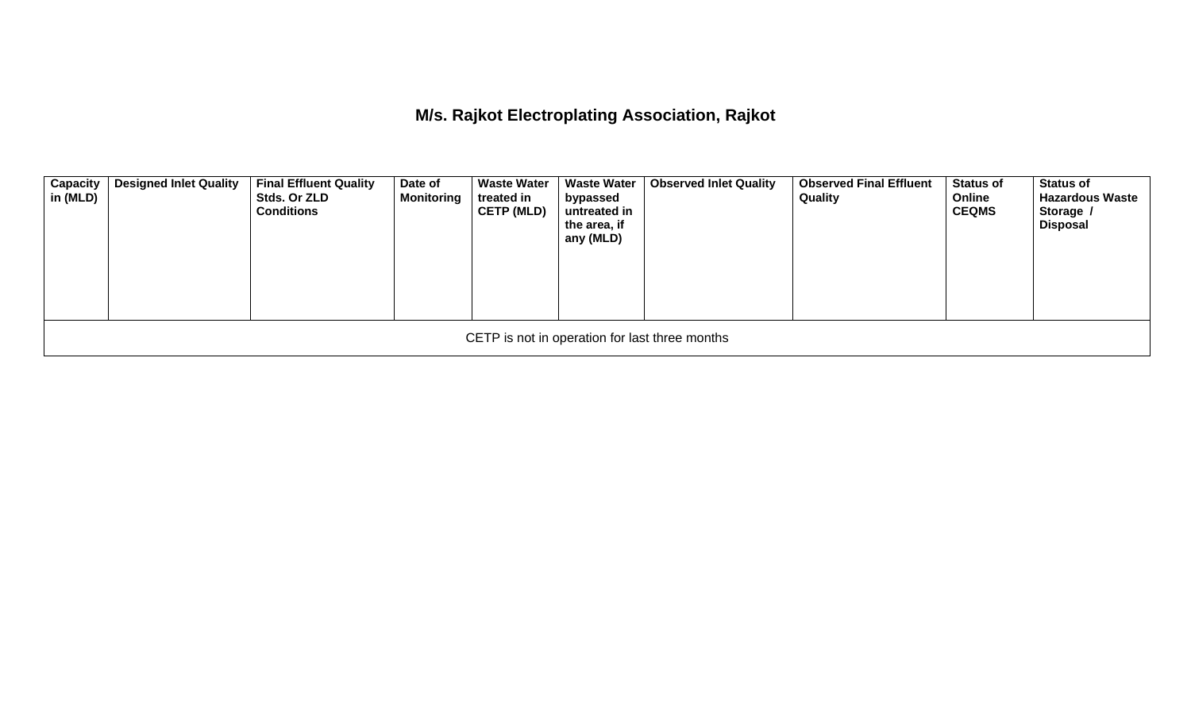## M/s. Rajkot Electroplating Association, Rajkot

| Capacity in (MLD) | Designed Inlet Quality | Final Effluent Quality Stds. Or ZLD Conditions | Date of Monitoring | Waste Water treated in CETP (MLD) | Waste Water bypassed untreated in the area, if any (MLD) | Observed Inlet Quality | Observed Final Effluent Quality | Status of Online CEQMS | Status of Hazardous Waste Storage / Disposal |
|---|---|---|---|---|---|---|---|---|---|
| CETP is not in operation for last three months | | | | | | | | | |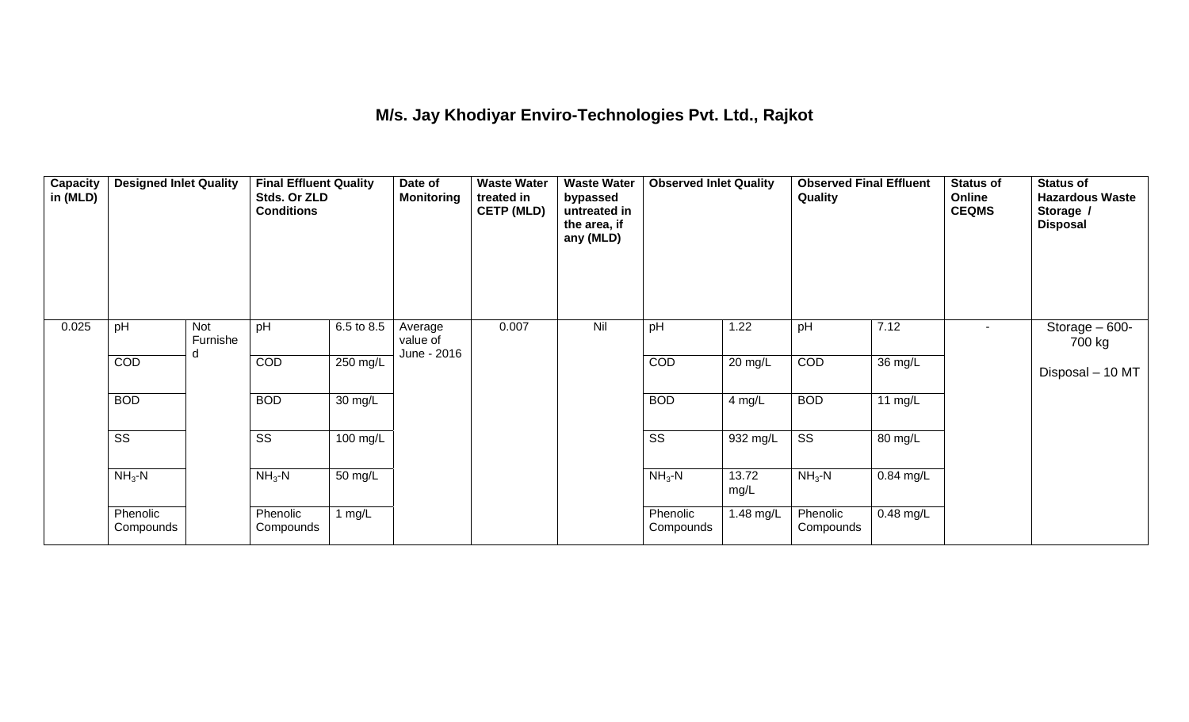# M/s. Jay Khodiyar Enviro-Technologies Pvt. Ltd., Rajkot

| Capacity in (MLD) | Designed Inlet Quality | | Final Effluent Quality Stds. Or ZLD Conditions | | Date of Monitoring | Waste Water treated in CETP (MLD) | Waste Water bypassed untreated in the area, if any (MLD) | Observed Inlet Quality | | Observed Final Effluent Quality | | Status of Online CEQMS | Status of Hazardous Waste Storage / Disposal |
|---|---|---|---|---|---|---|---|---|---|---|---|---|---|
| 0.025 | pH | Not Furnished | pH | 6.5 to 8.5 | Average value of June - 2016 | 0.007 | Nil | pH | 1.22 | pH | 7.12 | - | Storage – 600-700 kg<br><br>Disposal – 10 MT |
| | COD | | COD | 250 mg/L | | | | COD | 20 mg/L | COD | 36 mg/L | | |
| | BOD | | BOD | 30 mg/L | | | | BOD | 4 mg/L | BOD | 11 mg/L | | |
| | SS | | SS | 100 mg/L | | | | SS | 932 mg/L | SS | 80 mg/L | | |
| | $NH_3$-N | | $NH_3$-N | 50 mg/L | | | | $NH_3$-N | 13.72 mg/L | $NH_3$-N | 0.84 mg/L | | |
| | Phenolic Compounds | | Phenolic Compounds | 1 mg/L | | | | Phenolic Compounds | 1.48 mg/L | Phenolic Compounds | 0.48 mg/L | | |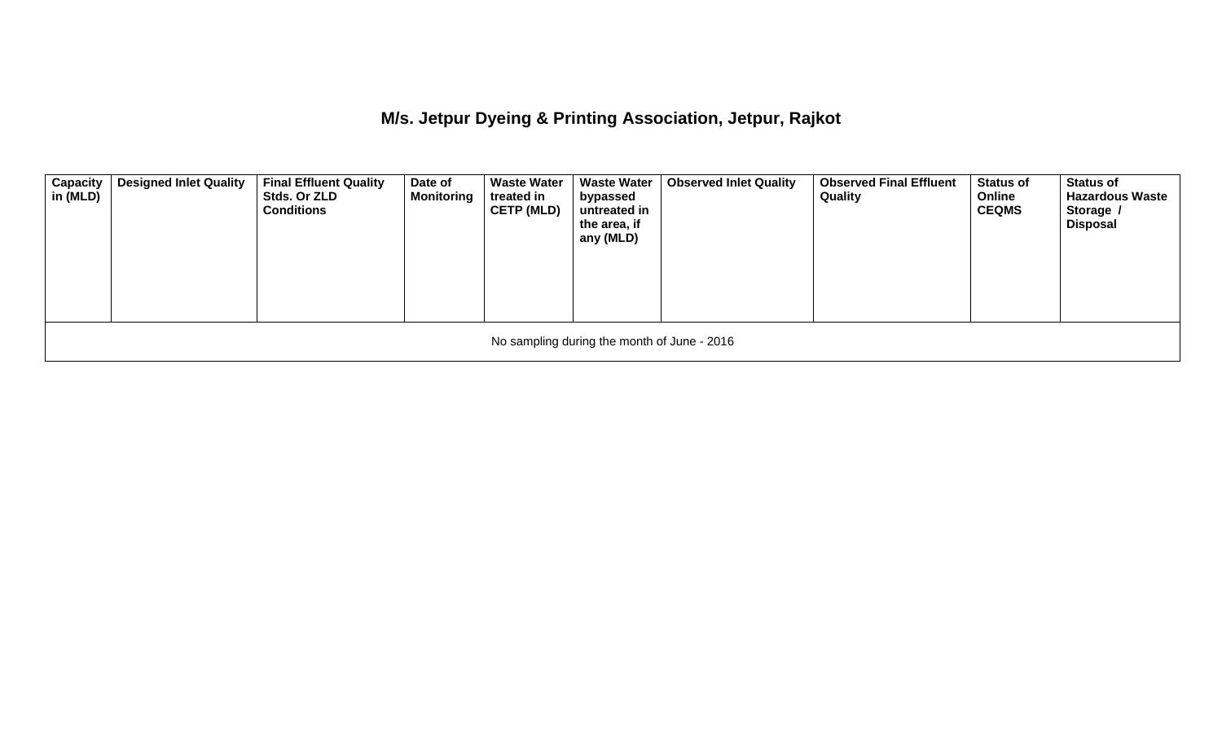## M/s. Jetpur Dyeing & Printing Association, Jetpur, Rajkot

| Capacity in (MLD) | Designed Inlet Quality | Final Effluent Quality Stds. Or ZLD Conditions | Date of Monitoring | Waste Water treated in CETP (MLD) | Waste Water bypassed untreated in the area, if any (MLD) | Observed Inlet Quality | Observed Final Effluent Quality | Status of Online CEQMS | Status of Hazardous Waste Storage / Disposal |
|---|---|---|---|---|---|---|---|---|---|
| No sampling during the month of June - 2016 | | | | | | | | | |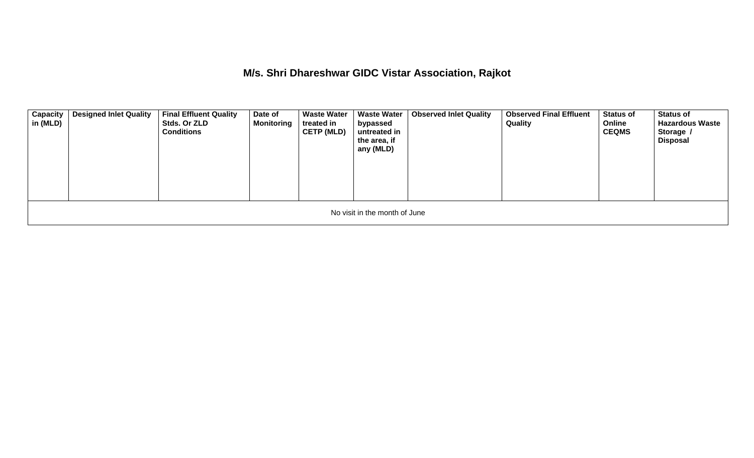## M/s. Shri Dhareshwar GIDC Vistar Association, Rajkot

| Capacity in (MLD) | Designed Inlet Quality | Final Effluent Quality Stds. Or ZLD Conditions | Date of Monitoring | Waste Water treated in CETP (MLD) | Waste Water bypassed untreated in the area, if any (MLD) | Observed Inlet Quality | Observed Final Effluent Quality | Status of Online CEQMS | Status of Hazardous Waste Storage / Disposal |
|---|---|---|---|---|---|---|---|---|---|
| No visit in the month of June | | | | | | | | | |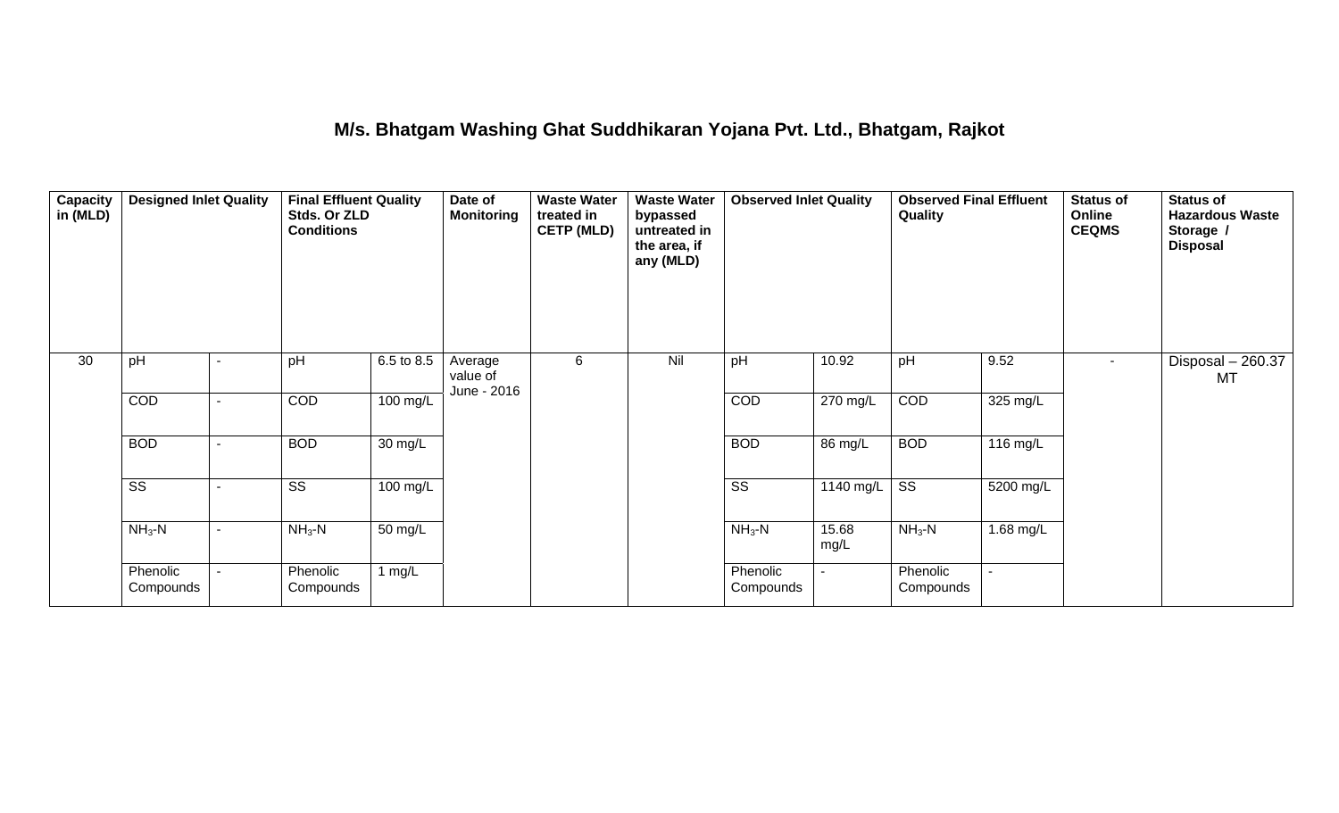## M/s. Bhatgam Washing Ghat Suddhikaran Yojana Pvt. Ltd., Bhatgam, Rajkot

| Capacity in (MLD) | Designed Inlet Quality | | Final Effluent Quality Stds. Or ZLD Conditions | | Date of Monitoring | Waste Water treated in CETP (MLD) | Waste Water bypassed untreated in the area, if any (MLD) | Observed Inlet Quality | | Observed Final Effluent Quality | | Status of Online CEQMS | Status of Hazardous Waste Storage / Disposal |
|---|---|---|---|---|---|---|---|---|---|---|---|---|---|
| 30 | pH | - | pH | 6.5 to 8.5 | Average value of June - 2016 | 6 | Nil | pH | 10.92 | pH | 9.52 | - | Disposal – 260.37 MT |
| | COD | - | COD | 100 mg/L | | | | COD | 270 mg/L | COD | 325 mg/L | | |
| | BOD | - | BOD | 30 mg/L | | | | BOD | 86 mg/L | BOD | 116 mg/L | | |
| | SS | - | SS | 100 mg/L | | | | SS | 1140 mg/L | SS | 5200 mg/L | | |
| | $NH_3$-N | - | $NH_3$-N | 50 mg/L | | | | $NH_3$-N | 15.68 mg/L | $NH_3$-N | 1.68 mg/L | | |
| | Phenolic Compounds | - | Phenolic Compounds | 1 mg/L | | | | Phenolic Compounds | - | Phenolic Compounds | - | | |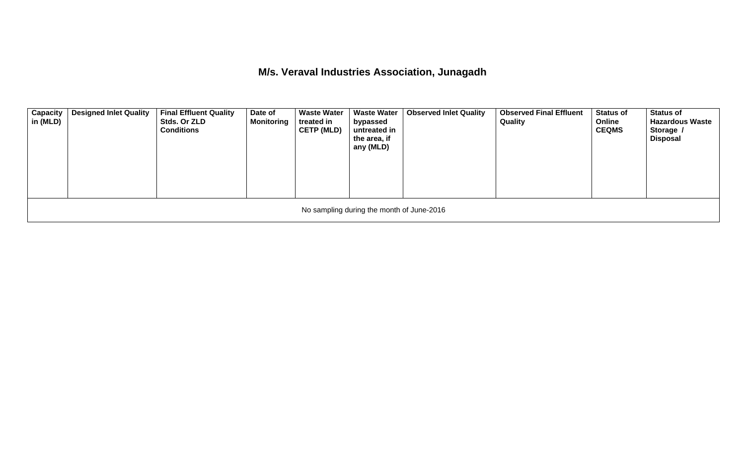## M/s. Veraval Industries Association, Junagadh

| Capacity in (MLD) | Designed Inlet Quality | Final Effluent Quality Stds. Or ZLD Conditions | Date of Monitoring | Waste Water treated in CETP (MLD) | Waste Water bypassed untreated in the area, if any (MLD) | Observed Inlet Quality | Observed Final Effluent Quality | Status of Online CEQMS | Status of Hazardous Waste Storage / Disposal |
|---|---|---|---|---|---|---|---|---|---|
| No sampling during the month of June-2016 | | | | | | | | | |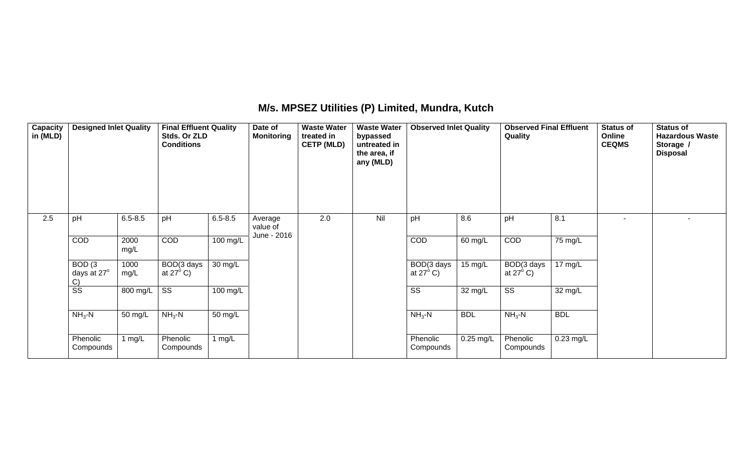## M/s. MPSEZ Utilities (P) Limited, Mundra, Kutch

| Capacity in (MLD) | Designed Inlet Quality | | Final Effluent Quality Stds. Or ZLD Conditions | | Date of Monitoring | Waste Water treated in CETP (MLD) | Waste Water bypassed untreated in the area, if any (MLD) | Observed Inlet Quality | | Observed Final Effluent Quality | | Status of Online CEQMS | Status of Hazardous Waste Storage / Disposal |
|---|---|---|---|---|---|---|---|---|---|---|---|---|---|
| 2.5 | pH | 6.5-8.5 | pH | 6.5-8.5 | Average value of June - 2016 | 2.0 | Nil | pH | 8.6 | pH | 8.1 | - | - |
| | COD | 2000 mg/L | COD | 100 mg/L | | | | COD | 60 mg/L | COD | 75 mg/L | | |
| | BOD (3 days at 27$^{o}$ C) | 1000 mg/L | BOD(3 days at 27$^{o}$ C) | 30 mg/L | | | | BOD(3 days at 27$^{o}$ C) | 15 mg/L | BOD(3 days at 27$^{o}$ C) | 17 mg/L | | |
| | SS | 800 mg/L | SS | 100 mg/L | | | | SS | 32 mg/L | SS | 32 mg/L | | |
| | $NH_3$-N | 50 mg/L | $NH_3$-N | 50 mg/L | | | | $NH_3$-N | BDL | $NH_3$-N | BDL | | |
| | Phenolic Compounds | 1 mg/L | Phenolic Compounds | 1 mg/L | | | | Phenolic Compounds | 0.25 mg/L | Phenolic Compounds | 0.23 mg/L | | |